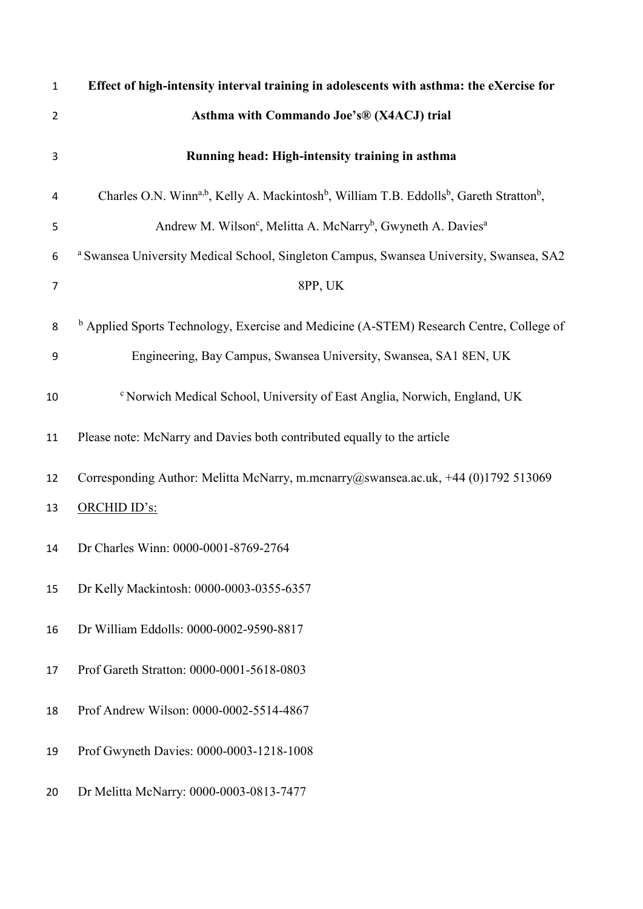# Effect of high-intensity interval training in adolescents with asthma: the eXercise for Asthma with Commando Joe's® (X4ACJ) trial

**Running head: High-intensity training in asthma**

Charles O.N. Winn[a,b], Kelly A. Mackintosh[b], William T.B. Eddolls[b], Gareth Stratton[b], Andrew M. Wilson[c], Melitta A. McNarry[b], Gwyneth A. Davies[a]

[a] Swansea University Medical School, Singleton Campus, Swansea University, Swansea, SA2 8PP, UK

[b] Applied Sports Technology, Exercise and Medicine (A-STEM) Research Centre, College of Engineering, Bay Campus, Swansea University, Swansea, SA1 8EN, UK

[c] Norwich Medical School, University of East Anglia, Norwich, England, UK

Please note: McNarry and Davies both contributed equally to the article

Corresponding Author: Melitta McNarry, m.mcnarry@swansea.ac.uk, +44 (0)1792 513069

ORCHID ID's:

Dr Charles Winn: 0000-0001-8769-2764

Dr Kelly Mackintosh: 0000-0003-0355-6357

Dr William Eddolls: 0000-0002-9590-8817

Prof Gareth Stratton: 0000-0001-5618-0803

Prof Andrew Wilson: 0000-0002-5514-4867

Prof Gwyneth Davies: 0000-0003-1218-1008

Dr Melitta McNarry: 0000-0003-0813-7477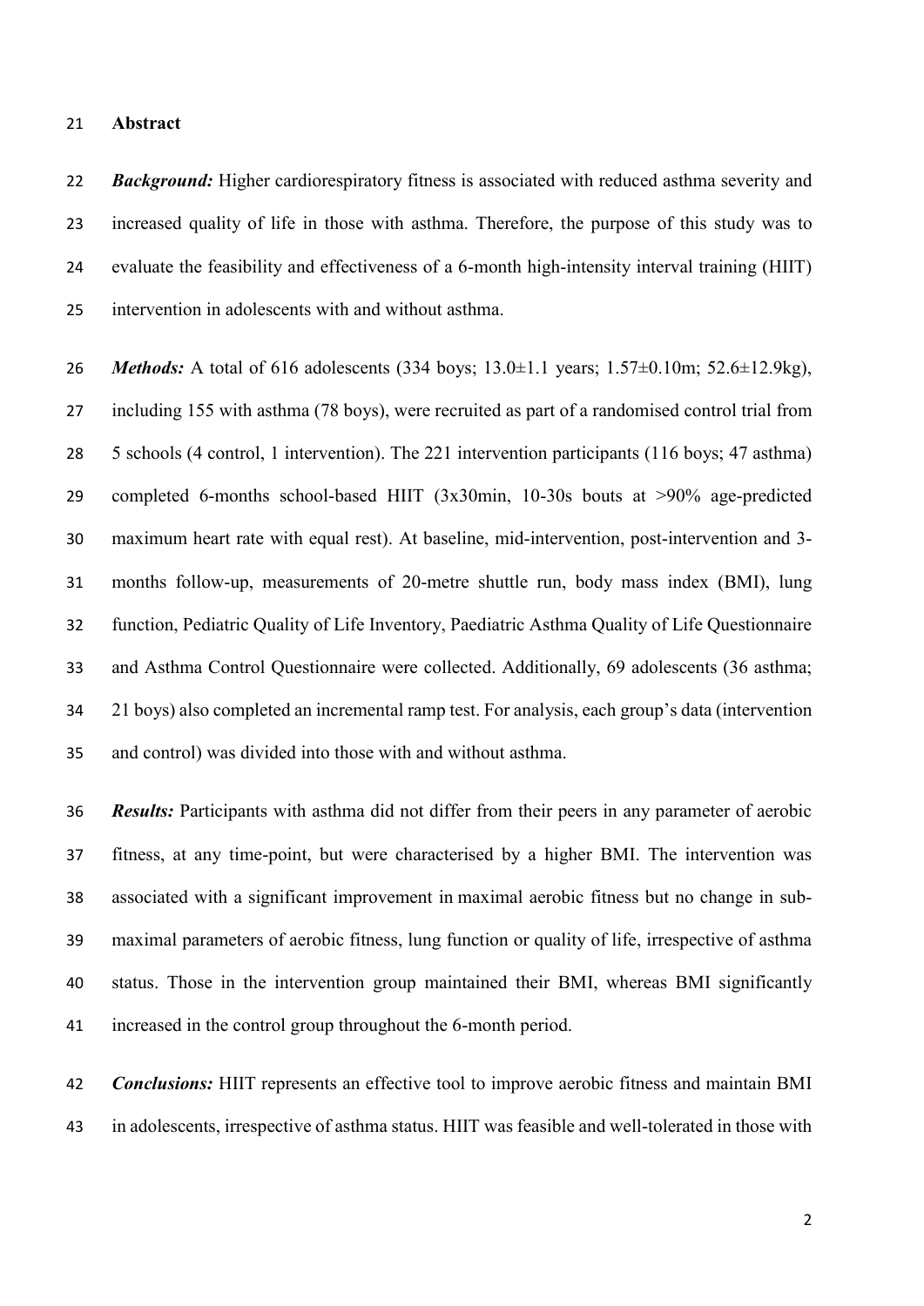## Abstract

***Background:*** Higher cardiorespiratory fitness is associated with reduced asthma severity and increased quality of life in those with asthma. Therefore, the purpose of this study was to evaluate the feasibility and effectiveness of a 6-month high-intensity interval training (HIIT) intervention in adolescents with and without asthma.

***Methods:*** A total of 616 adolescents (334 boys; 13.0±1.1 years; 1.57±0.10m; 52.6±12.9kg), including 155 with asthma (78 boys), were recruited as part of a randomised control trial from 5 schools (4 control, 1 intervention). The 221 intervention participants (116 boys; 47 asthma) completed 6-months school-based HIIT (3x30min, 10-30s bouts at >90% age-predicted maximum heart rate with equal rest). At baseline, mid-intervention, post-intervention and 3-months follow-up, measurements of 20-metre shuttle run, body mass index (BMI), lung function, Pediatric Quality of Life Inventory, Paediatric Asthma Quality of Life Questionnaire and Asthma Control Questionnaire were collected. Additionally, 69 adolescents (36 asthma; 21 boys) also completed an incremental ramp test. For analysis, each group's data (intervention and control) was divided into those with and without asthma.

***Results:*** Participants with asthma did not differ from their peers in any parameter of aerobic fitness, at any time-point, but were characterised by a higher BMI. The intervention was associated with a significant improvement in maximal aerobic fitness but no change in sub-maximal parameters of aerobic fitness, lung function or quality of life, irrespective of asthma status. Those in the intervention group maintained their BMI, whereas BMI significantly increased in the control group throughout the 6-month period.

***Conclusions:*** HIIT represents an effective tool to improve aerobic fitness and maintain BMI in adolescents, irrespective of asthma status. HIIT was feasible and well-tolerated in those with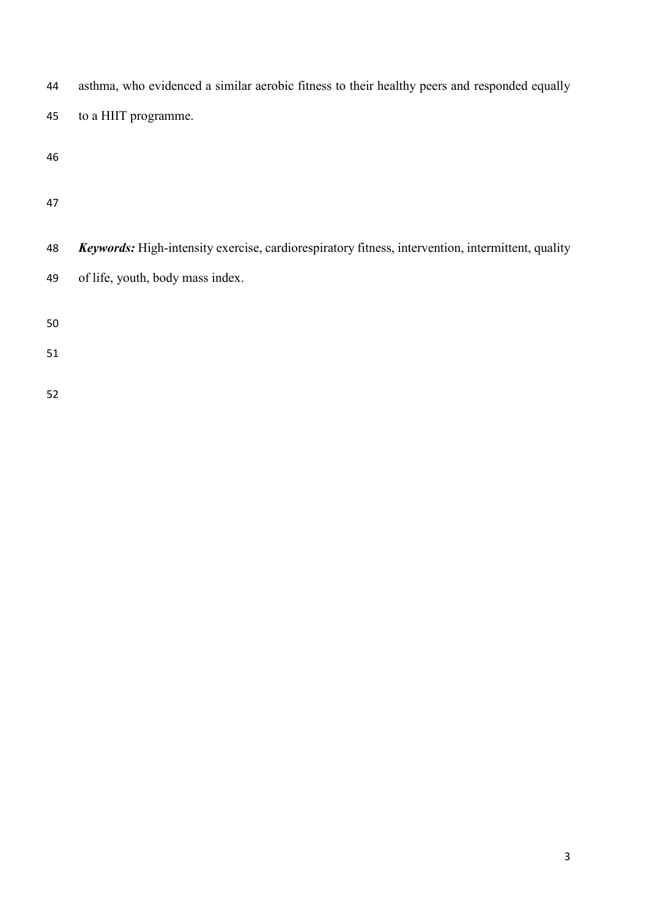asthma, who evidenced a similar aerobic fitness to their healthy peers and responded equally to a HIIT programme.

***Keywords:*** High-intensity exercise, cardiorespiratory fitness, intervention, intermittent, quality of life, youth, body mass index.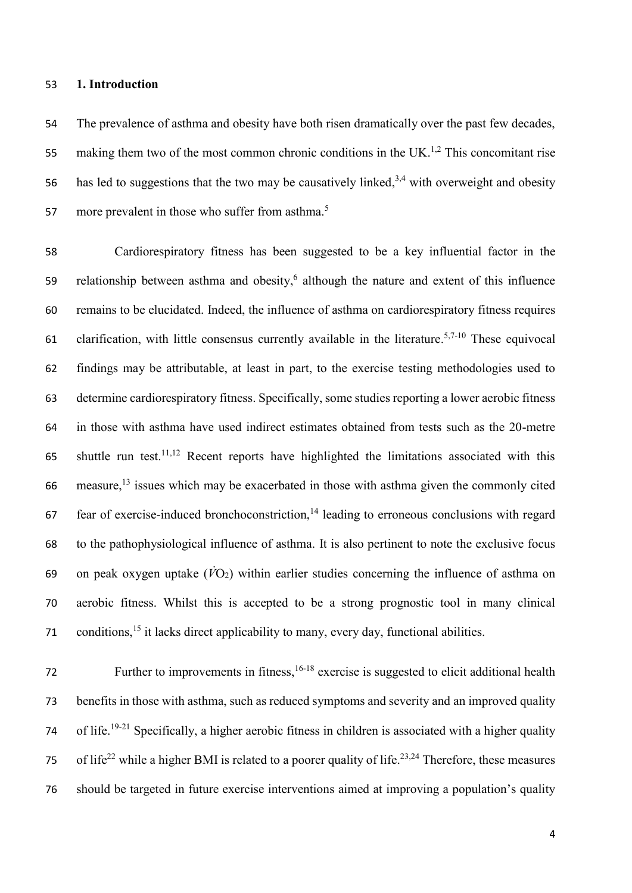## 1. Introduction

The prevalence of asthma and obesity have both risen dramatically over the past few decades, making them two of the most common chronic conditions in the UK.[1,2] This concomitant rise has led to suggestions that the two may be causatively linked,[3,4] with overweight and obesity more prevalent in those who suffer from asthma.[5]

Cardiorespiratory fitness has been suggested to be a key influential factor in the relationship between asthma and obesity,[6] although the nature and extent of this influence remains to be elucidated. Indeed, the influence of asthma on cardiorespiratory fitness requires clarification, with little consensus currently available in the literature.[5,7-10] These equivocal findings may be attributable, at least in part, to the exercise testing methodologies used to determine cardiorespiratory fitness. Specifically, some studies reporting a lower aerobic fitness in those with asthma have used indirect estimates obtained from tests such as the 20-metre shuttle run test.[11,12] Recent reports have highlighted the limitations associated with this measure,[13] issues which may be exacerbated in those with asthma given the commonly cited fear of exercise-induced bronchoconstriction,[14] leading to erroneous conclusions with regard to the pathophysiological influence of asthma. It is also pertinent to note the exclusive focus on peak oxygen uptake ($\dot{V}O_2$) within earlier studies concerning the influence of asthma on aerobic fitness. Whilst this is accepted to be a strong prognostic tool in many clinical conditions,[15] it lacks direct applicability to many, every day, functional abilities.

Further to improvements in fitness,[16-18] exercise is suggested to elicit additional health benefits in those with asthma, such as reduced symptoms and severity and an improved quality of life.[19-21] Specifically, a higher aerobic fitness in children is associated with a higher quality of life[22] while a higher BMI is related to a poorer quality of life.[23,24] Therefore, these measures should be targeted in future exercise interventions aimed at improving a population's quality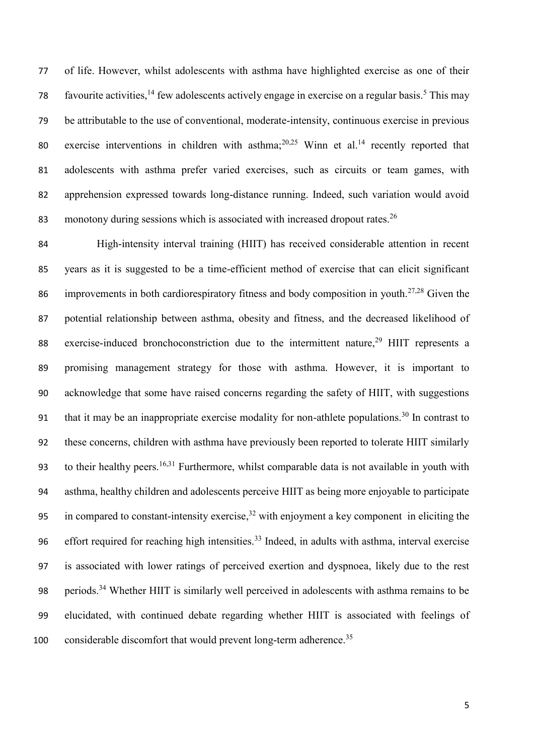of life. However, whilst adolescents with asthma have highlighted exercise as one of their favourite activities,[14] few adolescents actively engage in exercise on a regular basis.[5] This may be attributable to the use of conventional, moderate-intensity, continuous exercise in previous exercise interventions in children with asthma;[20,25] Winn et al.[14] recently reported that adolescents with asthma prefer varied exercises, such as circuits or team games, with apprehension expressed towards long-distance running. Indeed, such variation would avoid monotony during sessions which is associated with increased dropout rates.[26]

High-intensity interval training (HIIT) has received considerable attention in recent years as it is suggested to be a time-efficient method of exercise that can elicit significant improvements in both cardiorespiratory fitness and body composition in youth.[27,28] Given the potential relationship between asthma, obesity and fitness, and the decreased likelihood of exercise-induced bronchoconstriction due to the intermittent nature,[29] HIIT represents a promising management strategy for those with asthma. However, it is important to acknowledge that some have raised concerns regarding the safety of HIIT, with suggestions that it may be an inappropriate exercise modality for non-athlete populations.[30] In contrast to these concerns, children with asthma have previously been reported to tolerate HIIT similarly to their healthy peers.[16,31] Furthermore, whilst comparable data is not available in youth with asthma, healthy children and adolescents perceive HIIT as being more enjoyable to participate in compared to constant-intensity exercise,[32] with enjoyment a key component in eliciting the effort required for reaching high intensities.[33] Indeed, in adults with asthma, interval exercise is associated with lower ratings of perceived exertion and dyspnoea, likely due to the rest periods.[34] Whether HIIT is similarly well perceived in adolescents with asthma remains to be elucidated, with continued debate regarding whether HIIT is associated with feelings of considerable discomfort that would prevent long-term adherence.[35]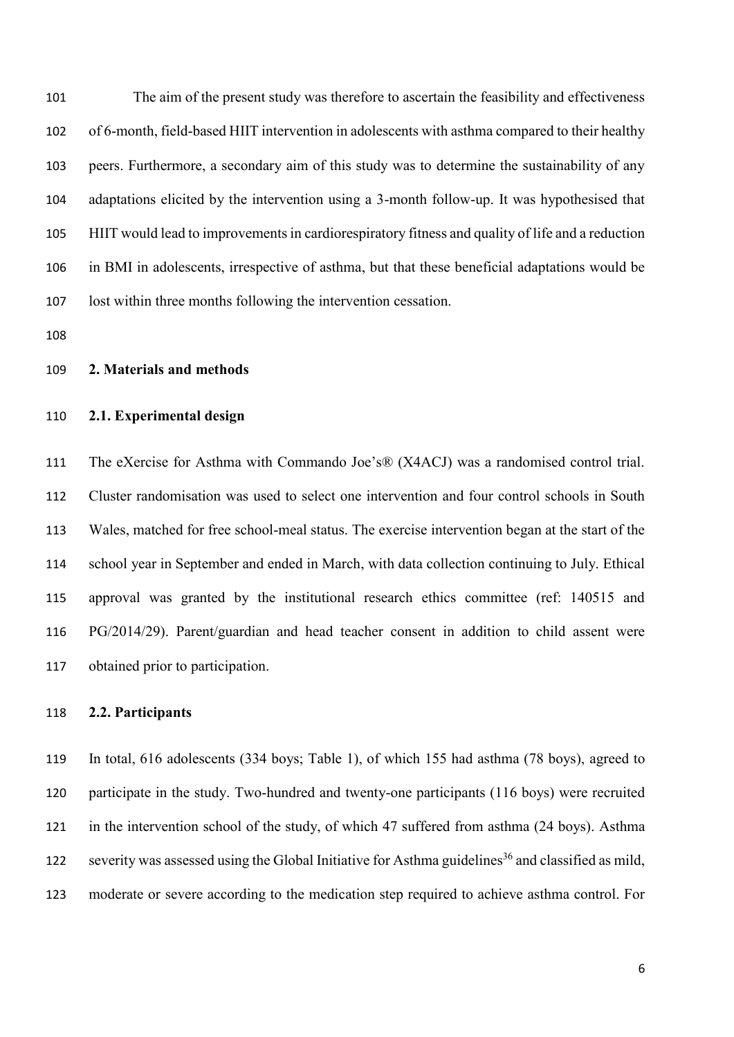The aim of the present study was therefore to ascertain the feasibility and effectiveness of 6-month, field-based HIIT intervention in adolescents with asthma compared to their healthy peers. Furthermore, a secondary aim of this study was to determine the sustainability of any adaptations elicited by the intervention using a 3-month follow-up. It was hypothesised that HIIT would lead to improvements in cardiorespiratory fitness and quality of life and a reduction in BMI in adolescents, irrespective of asthma, but that these beneficial adaptations would be lost within three months following the intervention cessation.

## 2. Materials and methods

### 2.1. Experimental design

The eXercise for Asthma with Commando Joe's® (X4ACJ) was a randomised control trial. Cluster randomisation was used to select one intervention and four control schools in South Wales, matched for free school-meal status. The exercise intervention began at the start of the school year in September and ended in March, with data collection continuing to July. Ethical approval was granted by the institutional research ethics committee (ref: 140515 and PG/2014/29). Parent/guardian and head teacher consent in addition to child assent were obtained prior to participation.

### 2.2. Participants

In total, 616 adolescents (334 boys; Table 1), of which 155 had asthma (78 boys), agreed to participate in the study. Two-hundred and twenty-one participants (116 boys) were recruited in the intervention school of the study, of which 47 suffered from asthma (24 boys). Asthma severity was assessed using the Global Initiative for Asthma guidelines[36] and classified as mild, moderate or severe according to the medication step required to achieve asthma control. For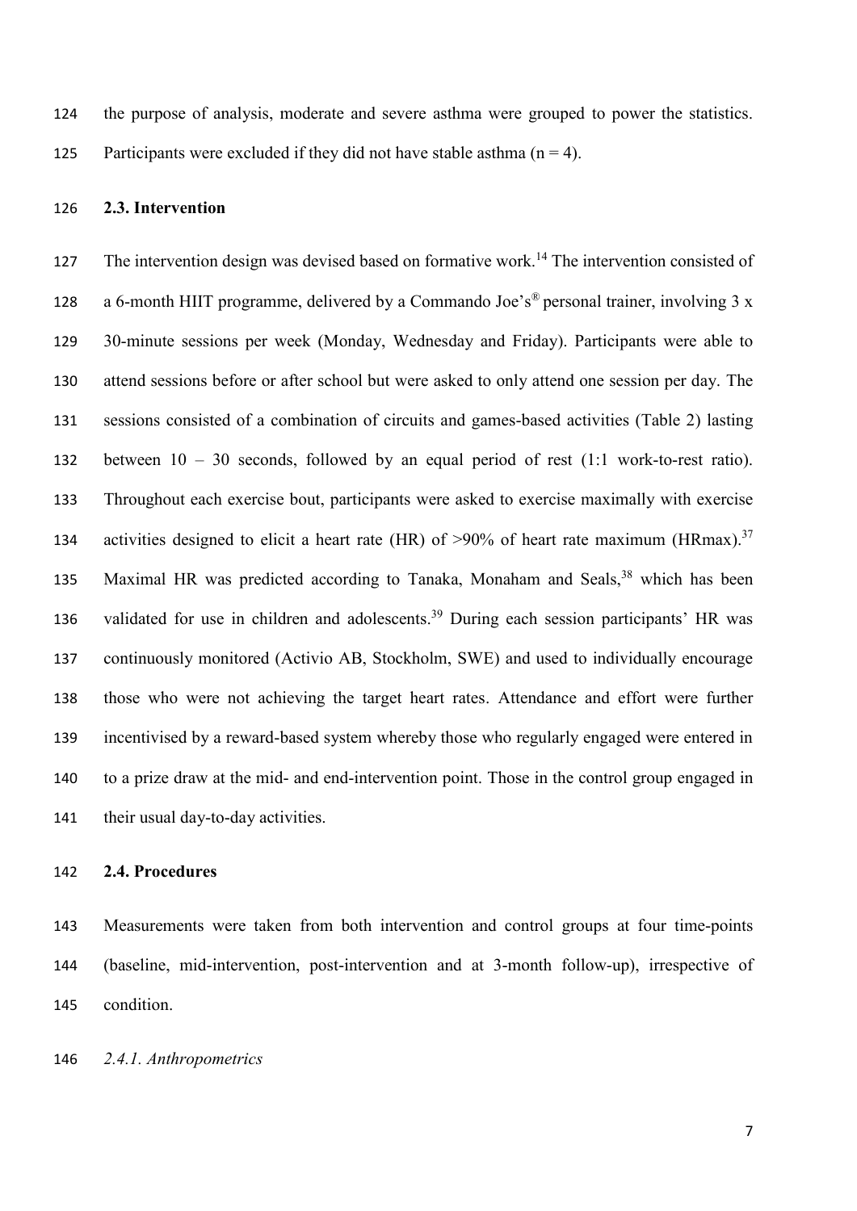the purpose of analysis, moderate and severe asthma were grouped to power the statistics. Participants were excluded if they did not have stable asthma (n = 4).

### 2.3. Intervention

The intervention design was devised based on formative work.[14] The intervention consisted of a 6-month HIIT programme, delivered by a Commando Joe's® personal trainer, involving 3 x 30-minute sessions per week (Monday, Wednesday and Friday). Participants were able to attend sessions before or after school but were asked to only attend one session per day. The sessions consisted of a combination of circuits and games-based activities (Table 2) lasting between 10 – 30 seconds, followed by an equal period of rest (1:1 work-to-rest ratio). Throughout each exercise bout, participants were asked to exercise maximally with exercise activities designed to elicit a heart rate (HR) of >90% of heart rate maximum (HRmax).[37] Maximal HR was predicted according to Tanaka, Monaham and Seals,[38] which has been validated for use in children and adolescents.[39] During each session participants' HR was continuously monitored (Activio AB, Stockholm, SWE) and used to individually encourage those who were not achieving the target heart rates. Attendance and effort were further incentivised by a reward-based system whereby those who regularly engaged were entered in to a prize draw at the mid- and end-intervention point. Those in the control group engaged in their usual day-to-day activities.

### 2.4. Procedures

Measurements were taken from both intervention and control groups at four time-points (baseline, mid-intervention, post-intervention and at 3-month follow-up), irrespective of condition.

#### *2.4.1. Anthropometrics*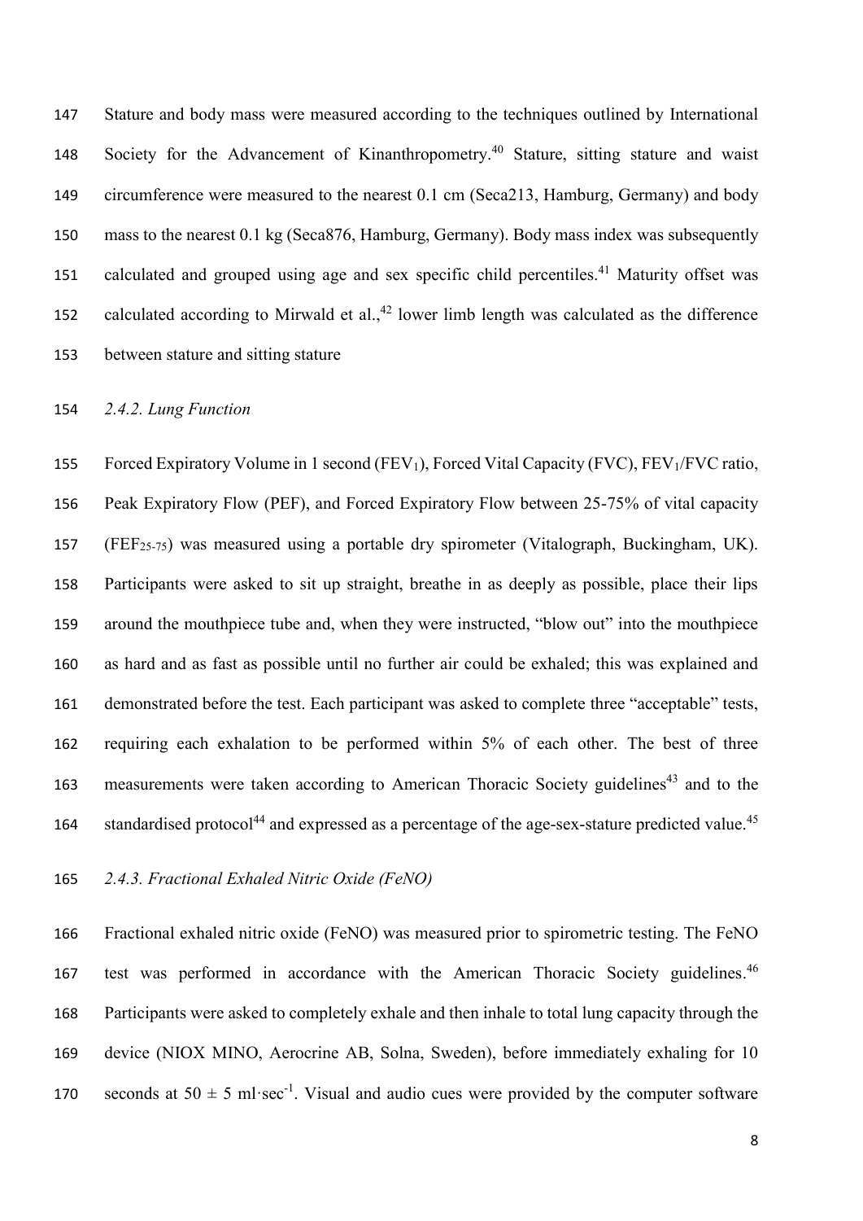Stature and body mass were measured according to the techniques outlined by International Society for the Advancement of Kinanthropometry.[40] Stature, sitting stature and waist circumference were measured to the nearest 0.1 cm (Seca213, Hamburg, Germany) and body mass to the nearest 0.1 kg (Seca876, Hamburg, Germany). Body mass index was subsequently calculated and grouped using age and sex specific child percentiles.[41] Maturity offset was calculated according to Mirwald et al.,[42] lower limb length was calculated as the difference between stature and sitting stature

### *2.4.2. Lung Function*

Forced Expiratory Volume in 1 second ($FEV_1$), Forced Vital Capacity (FVC), $FEV_1$/FVC ratio, Peak Expiratory Flow (PEF), and Forced Expiratory Flow between 25-75% of vital capacity ($FEF_{25\text{-}75}$) was measured using a portable dry spirometer (Vitalograph, Buckingham, UK). Participants were asked to sit up straight, breathe in as deeply as possible, place their lips around the mouthpiece tube and, when they were instructed, "blow out" into the mouthpiece as hard and as fast as possible until no further air could be exhaled; this was explained and demonstrated before the test. Each participant was asked to complete three "acceptable" tests, requiring each exhalation to be performed within 5% of each other. The best of three measurements were taken according to American Thoracic Society guidelines[43] and to the standardised protocol[44] and expressed as a percentage of the age-sex-stature predicted value.[45]

### *2.4.3. Fractional Exhaled Nitric Oxide (FeNO)*

Fractional exhaled nitric oxide (FeNO) was measured prior to spirometric testing. The FeNO test was performed in accordance with the American Thoracic Society guidelines.[46] Participants were asked to completely exhale and then inhale to total lung capacity through the device (NIOX MINO, Aerocrine AB, Solna, Sweden), before immediately exhaling for 10 seconds at $50 \pm 5$ $ml \cdot sec^{-1}$. Visual and audio cues were provided by the computer software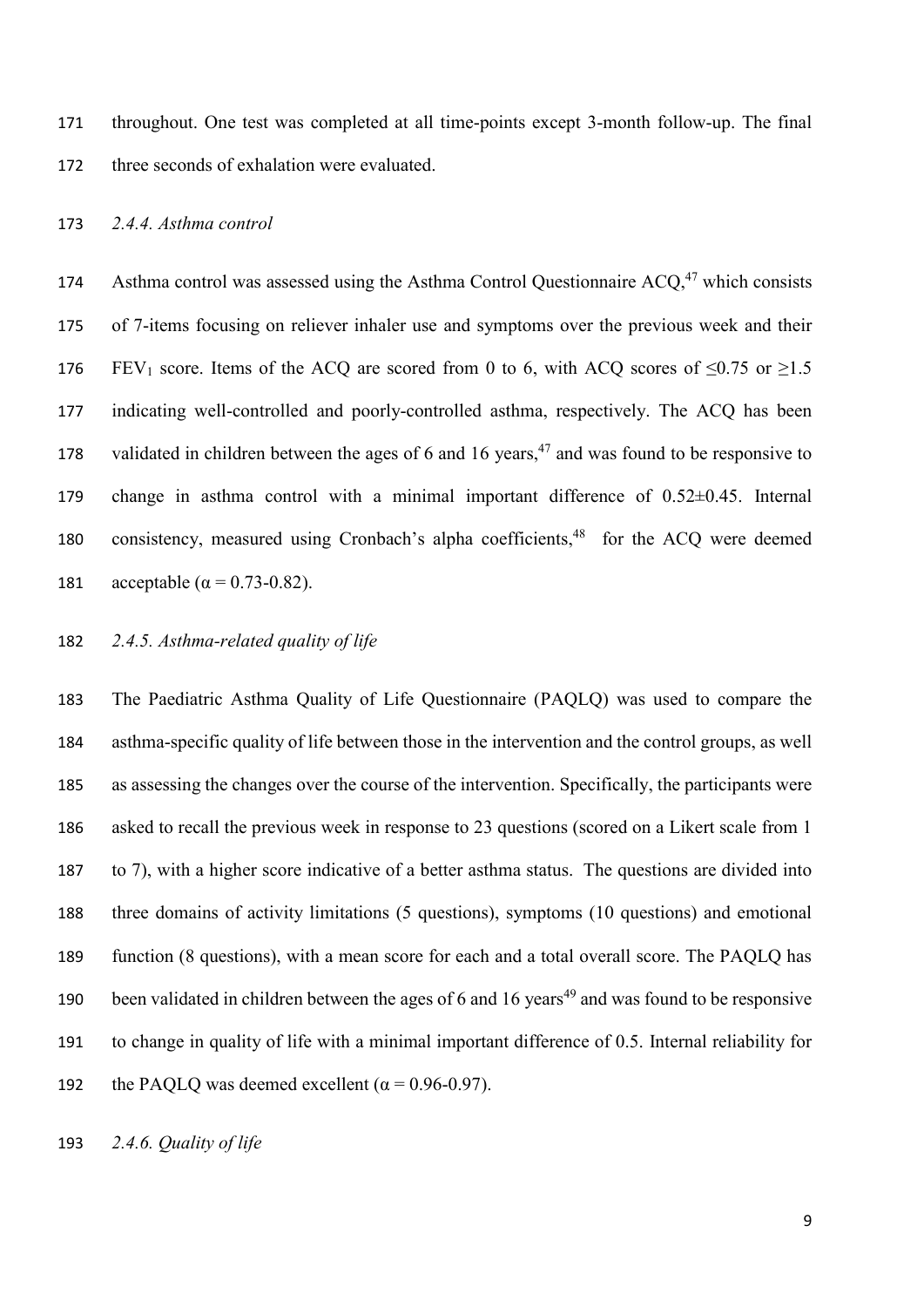throughout. One test was completed at all time-points except 3-month follow-up. The final three seconds of exhalation were evaluated.

### *2.4.4. Asthma control*

Asthma control was assessed using the Asthma Control Questionnaire ACQ,[47] which consists of 7-items focusing on reliever inhaler use and symptoms over the previous week and their $FEV_1$ score. Items of the ACQ are scored from 0 to 6, with ACQ scores of $\leq 0.75$ or $\geq 1.5$ indicating well-controlled and poorly-controlled asthma, respectively. The ACQ has been validated in children between the ages of 6 and 16 years,[47] and was found to be responsive to change in asthma control with a minimal important difference of $0.52 \pm 0.45$. Internal consistency, measured using Cronbach's alpha coefficients,[48] for the ACQ were deemed acceptable ($\alpha$ = 0.73-0.82).

### *2.4.5. Asthma-related quality of life*

The Paediatric Asthma Quality of Life Questionnaire (PAQLQ) was used to compare the asthma-specific quality of life between those in the intervention and the control groups, as well as assessing the changes over the course of the intervention. Specifically, the participants were asked to recall the previous week in response to 23 questions (scored on a Likert scale from 1 to 7), with a higher score indicative of a better asthma status. The questions are divided into three domains of activity limitations (5 questions), symptoms (10 questions) and emotional function (8 questions), with a mean score for each and a total overall score. The PAQLQ has been validated in children between the ages of 6 and 16 years[49] and was found to be responsive to change in quality of life with a minimal important difference of 0.5. Internal reliability for the PAQLQ was deemed excellent ($\alpha$ = 0.96-0.97).

### *2.4.6. Quality of life*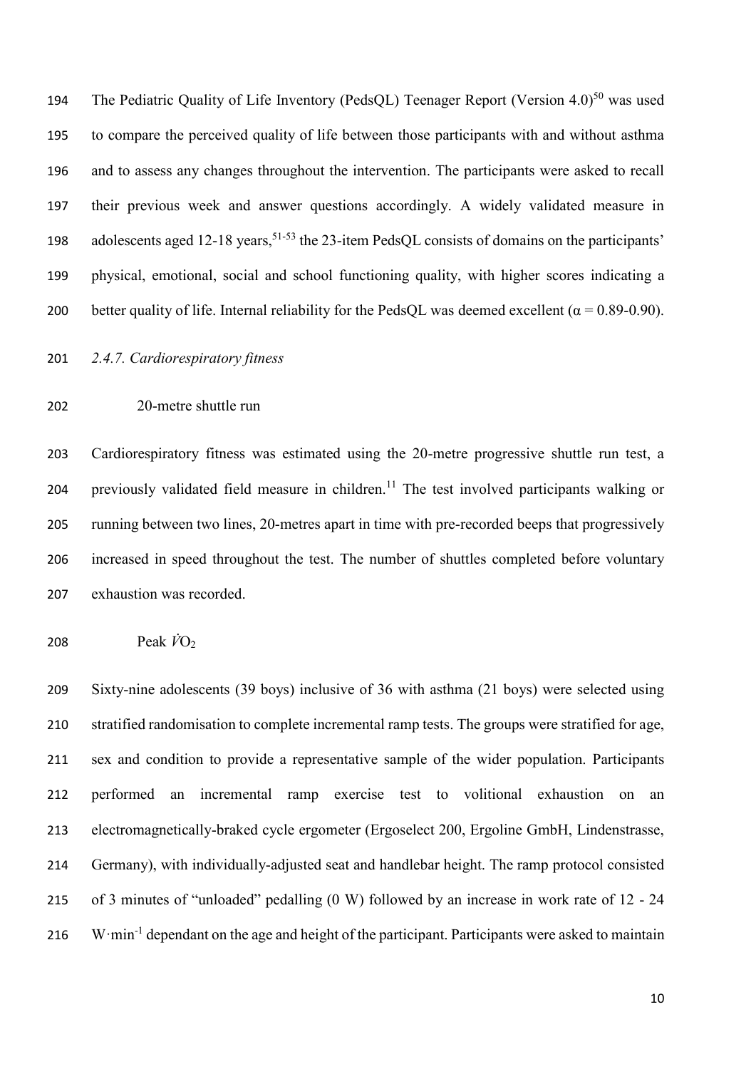The Pediatric Quality of Life Inventory (PedsQL) Teenager Report (Version 4.0)[50] was used to compare the perceived quality of life between those participants with and without asthma and to assess any changes throughout the intervention. The participants were asked to recall their previous week and answer questions accordingly. A widely validated measure in adolescents aged 12-18 years,[51-53] the 23-item PedsQL consists of domains on the participants' physical, emotional, social and school functioning quality, with higher scores indicating a better quality of life. Internal reliability for the PedsQL was deemed excellent ($\alpha = 0.89$-$0.90$).

*2.4.7. Cardiorespiratory fitness*

20-metre shuttle run

Cardiorespiratory fitness was estimated using the 20-metre progressive shuttle run test, a previously validated field measure in children.[11] The test involved participants walking or running between two lines, 20-metres apart in time with pre-recorded beeps that progressively increased in speed throughout the test. The number of shuttles completed before voluntary exhaustion was recorded.

Peak $\dot{V}O_2$

Sixty-nine adolescents (39 boys) inclusive of 36 with asthma (21 boys) were selected using stratified randomisation to complete incremental ramp tests. The groups were stratified for age, sex and condition to provide a representative sample of the wider population. Participants performed an incremental ramp exercise test to volitional exhaustion on an electromagnetically-braked cycle ergometer (Ergoselect 200, Ergoline GmbH, Lindenstrasse, Germany), with individually-adjusted seat and handlebar height. The ramp protocol consisted of 3 minutes of "unloaded" pedalling (0 W) followed by an increase in work rate of 12 - 24 $W \cdot min^{-1}$ dependant on the age and height of the participant. Participants were asked to maintain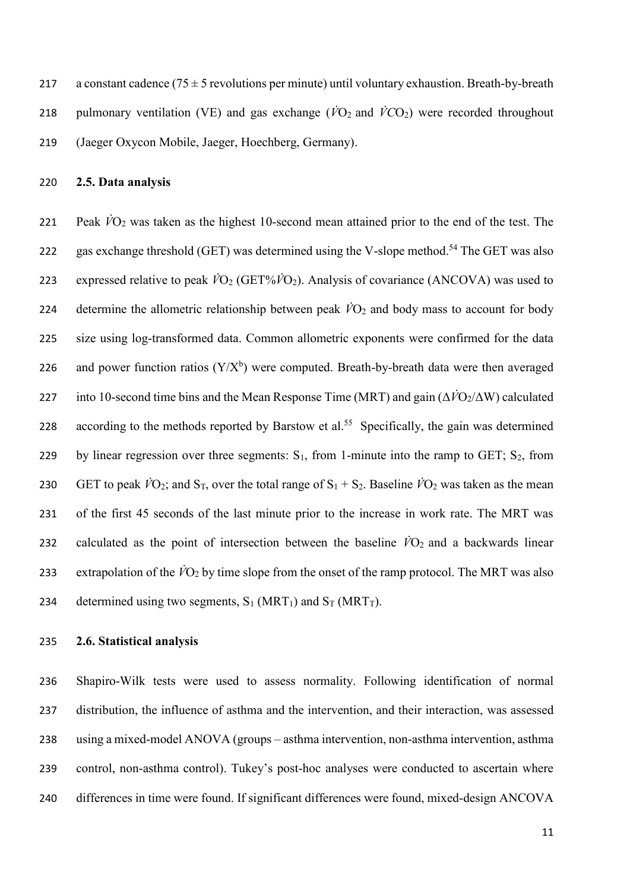a constant cadence (75 ± 5 revolutions per minute) until voluntary exhaustion. Breath-by-breath pulmonary ventilation (VE) and gas exchange ($\dot{V}O_2$ and $\dot{V}CO_2$) were recorded throughout (Jaeger Oxycon Mobile, Jaeger, Hoechberg, Germany).

## 2.5. Data analysis

Peak $\dot{V}O_2$ was taken as the highest 10-second mean attained prior to the end of the test. The gas exchange threshold (GET) was determined using the V-slope method.[54] The GET was also expressed relative to peak $\dot{V}O_2$ (GET%$\dot{V}O_2$). Analysis of covariance (ANCOVA) was used to determine the allometric relationship between peak $\dot{V}O_2$ and body mass to account for body size using log-transformed data. Common allometric exponents were confirmed for the data and power function ratios ($Y/X^b$) were computed. Breath-by-breath data were then averaged into 10-second time bins and the Mean Response Time (MRT) and gain ($\Delta\dot{V}O_2/\Delta W$) calculated according to the methods reported by Barstow et al.[55] Specifically, the gain was determined by linear regression over three segments: $S_1$, from 1-minute into the ramp to GET; $S_2$, from GET to peak $\dot{V}O_2$; and $S_T$, over the total range of $S_1 + S_2$. Baseline $\dot{V}O_2$ was taken as the mean of the first 45 seconds of the last minute prior to the increase in work rate. The MRT was calculated as the point of intersection between the baseline $\dot{V}O_2$ and a backwards linear extrapolation of the $\dot{V}O_2$ by time slope from the onset of the ramp protocol. The MRT was also determined using two segments, $S_1$ ($MRT_1$) and $S_T$ ($MRT_T$).

## 2.6. Statistical analysis

Shapiro-Wilk tests were used to assess normality. Following identification of normal distribution, the influence of asthma and the intervention, and their interaction, was assessed using a mixed-model ANOVA (groups – asthma intervention, non-asthma intervention, asthma control, non-asthma control). Tukey's post-hoc analyses were conducted to ascertain where differences in time were found. If significant differences were found, mixed-design ANCOVA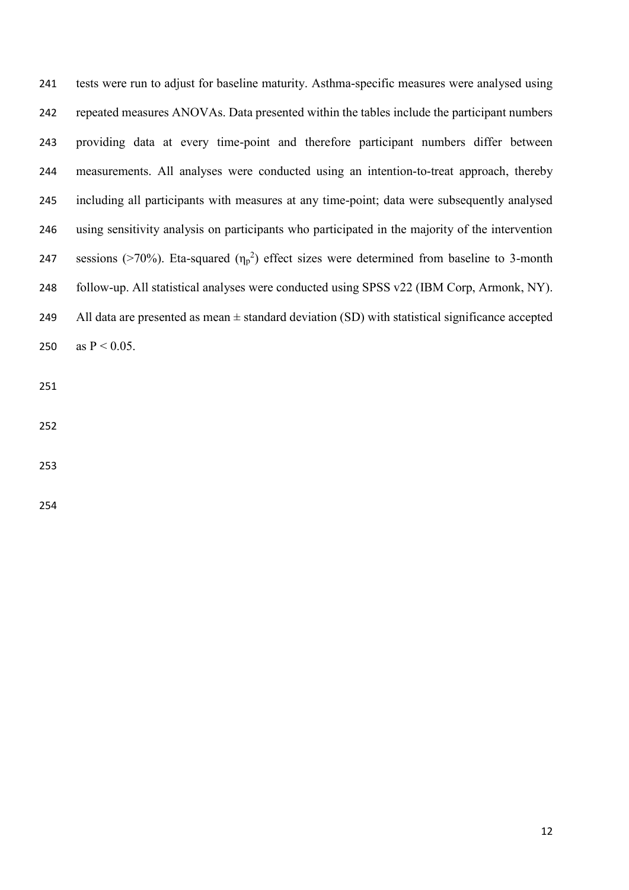tests were run to adjust for baseline maturity. Asthma-specific measures were analysed using repeated measures ANOVAs. Data presented within the tables include the participant numbers providing data at every time-point and therefore participant numbers differ between measurements. All analyses were conducted using an intention-to-treat approach, thereby including all participants with measures at any time-point; data were subsequently analysed using sensitivity analysis on participants who participated in the majority of the intervention sessions (>70%). Eta-squared ($\eta_p^2$) effect sizes were determined from baseline to 3-month follow-up. All statistical analyses were conducted using SPSS v22 (IBM Corp, Armonk, NY). All data are presented as mean ± standard deviation (SD) with statistical significance accepted as $P < 0.05$.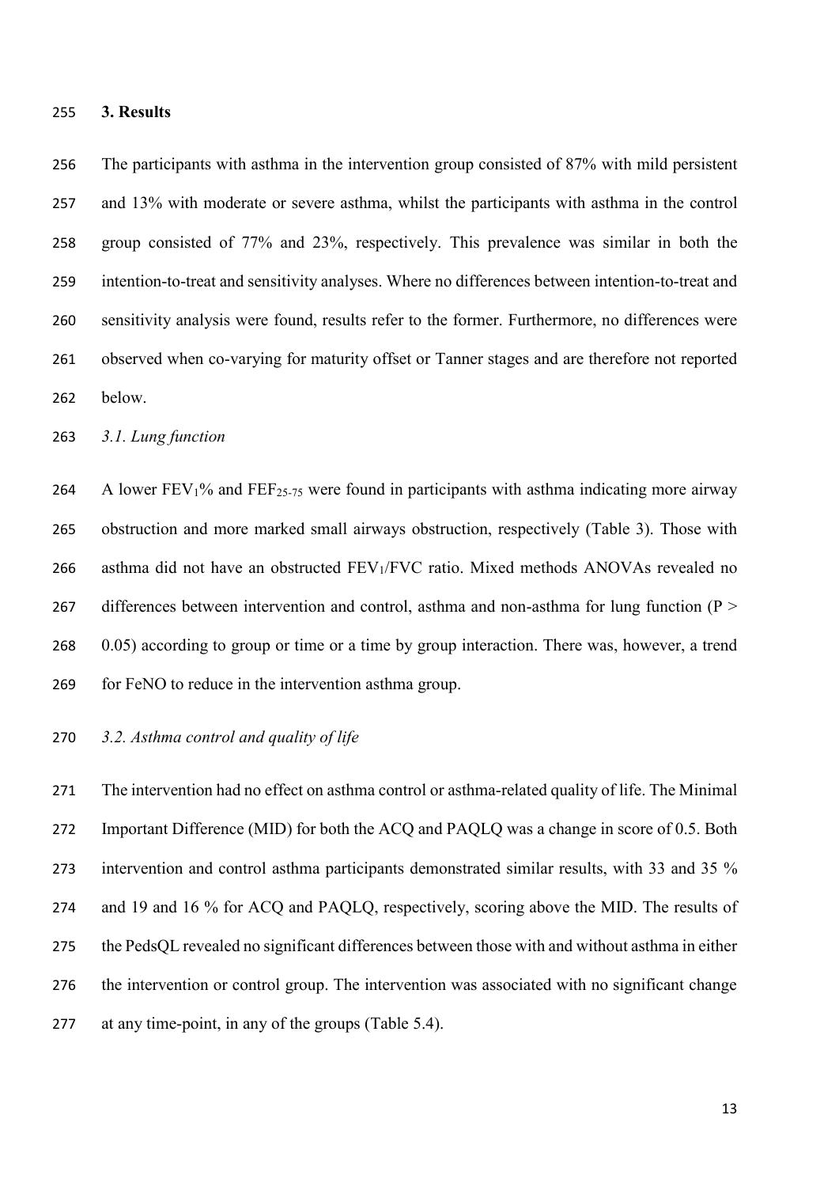## 3. Results

The participants with asthma in the intervention group consisted of 87% with mild persistent and 13% with moderate or severe asthma, whilst the participants with asthma in the control group consisted of 77% and 23%, respectively. This prevalence was similar in both the intention-to-treat and sensitivity analyses. Where no differences between intention-to-treat and sensitivity analysis were found, results refer to the former. Furthermore, no differences were observed when co-varying for maturity offset or Tanner stages and are therefore not reported below.

### *3.1. Lung function*

A lower $FEV_1$% and $FEF_{25\text{-}75}$ were found in participants with asthma indicating more airway obstruction and more marked small airways obstruction, respectively (Table 3). Those with asthma did not have an obstructed $FEV_1/FVC$ ratio. Mixed methods ANOVAs revealed no differences between intervention and control, asthma and non-asthma for lung function ($P > 0.05$) according to group or time or a time by group interaction. There was, however, a trend for FeNO to reduce in the intervention asthma group.

### *3.2. Asthma control and quality of life*

The intervention had no effect on asthma control or asthma-related quality of life. The Minimal Important Difference (MID) for both the ACQ and PAQLQ was a change in score of 0.5. Both intervention and control asthma participants demonstrated similar results, with 33 and 35 % and 19 and 16 % for ACQ and PAQLQ, respectively, scoring above the MID. The results of the PedsQL revealed no significant differences between those with and without asthma in either the intervention or control group. The intervention was associated with no significant change at any time-point, in any of the groups (Table 5.4).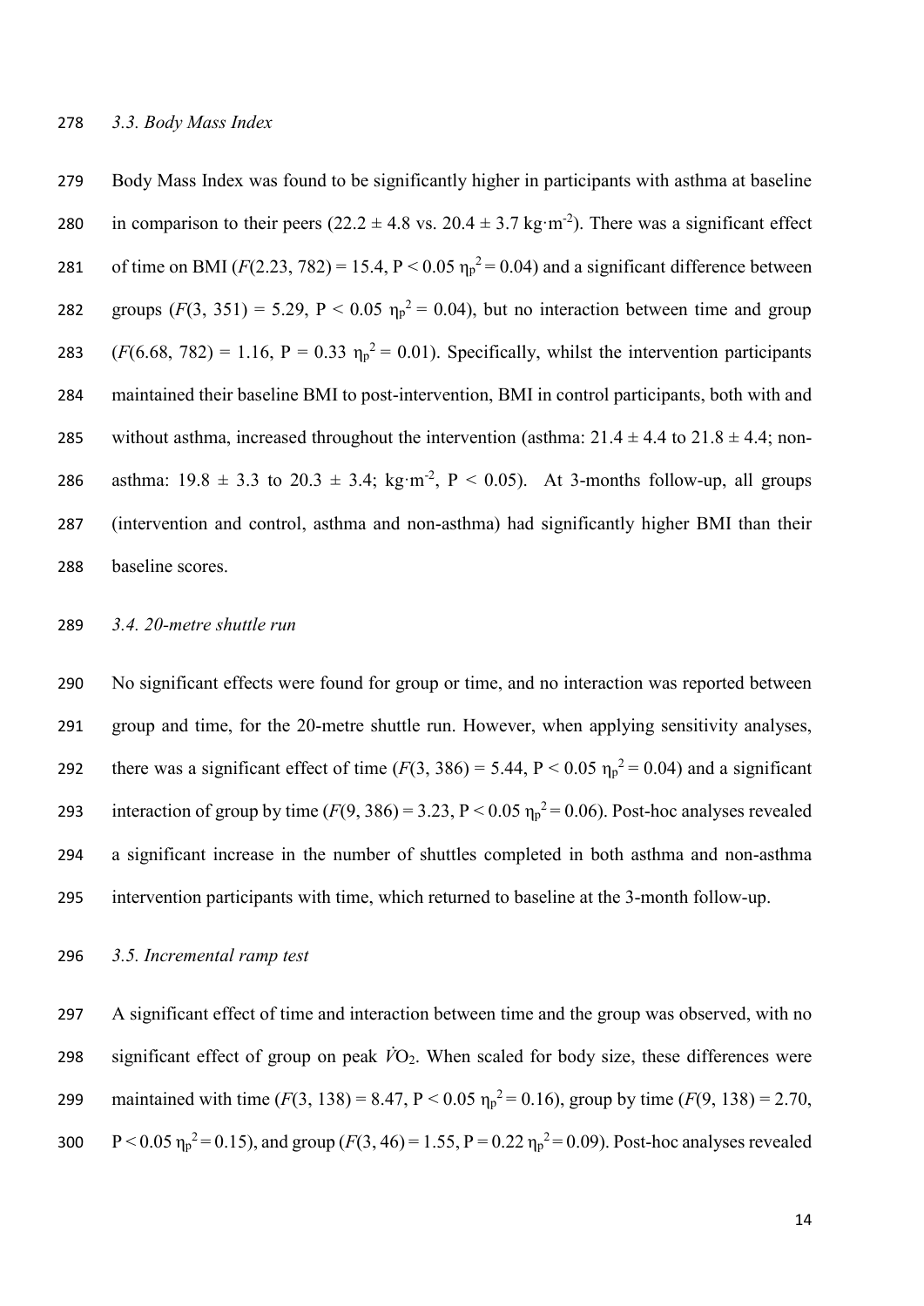### *3.3. Body Mass Index*

Body Mass Index was found to be significantly higher in participants with asthma at baseline in comparison to their peers ($22.2 \pm 4.8$ vs. $20.4 \pm 3.7$ $kg{\cdot}m^{-2}$). There was a significant effect of time on BMI ($F(2.23, 782) = 15.4$, $P < 0.05$ $\eta_p^2 = 0.04$) and a significant difference between groups ($F(3, 351) = 5.29$, $P < 0.05$ $\eta_p^2 = 0.04$), but no interaction between time and group ($F(6.68, 782) = 1.16$, $P = 0.33$ $\eta_p^2 = 0.01$). Specifically, whilst the intervention participants maintained their baseline BMI to post-intervention, BMI in control participants, both with and without asthma, increased throughout the intervention (asthma: $21.4 \pm 4.4$ to $21.8 \pm 4.4$; non-asthma: $19.8 \pm 3.3$ to $20.3 \pm 3.4$; $kg{\cdot}m^{-2}$, $P < 0.05$). At 3-months follow-up, all groups (intervention and control, asthma and non-asthma) had significantly higher BMI than their baseline scores.

### *3.4. 20-metre shuttle run*

No significant effects were found for group or time, and no interaction was reported between group and time, for the 20-metre shuttle run. However, when applying sensitivity analyses, there was a significant effect of time ($F(3, 386) = 5.44$, $P < 0.05$ $\eta_p^2 = 0.04$) and a significant interaction of group by time ($F(9, 386) = 3.23$, $P < 0.05$ $\eta_p^2 = 0.06$). Post-hoc analyses revealed a significant increase in the number of shuttles completed in both asthma and non-asthma intervention participants with time, which returned to baseline at the 3-month follow-up.

### *3.5. Incremental ramp test*

A significant effect of time and interaction between time and the group was observed, with no significant effect of group on peak $\dot{V}O_2$. When scaled for body size, these differences were maintained with time ($F(3, 138) = 8.47$, $P < 0.05$ $\eta_p^2 = 0.16$), group by time ($F(9, 138) = 2.70$, $P < 0.05$ $\eta_p^2 = 0.15$), and group ($F(3, 46) = 1.55$, $P = 0.22$ $\eta_p^2 = 0.09$). Post-hoc analyses revealed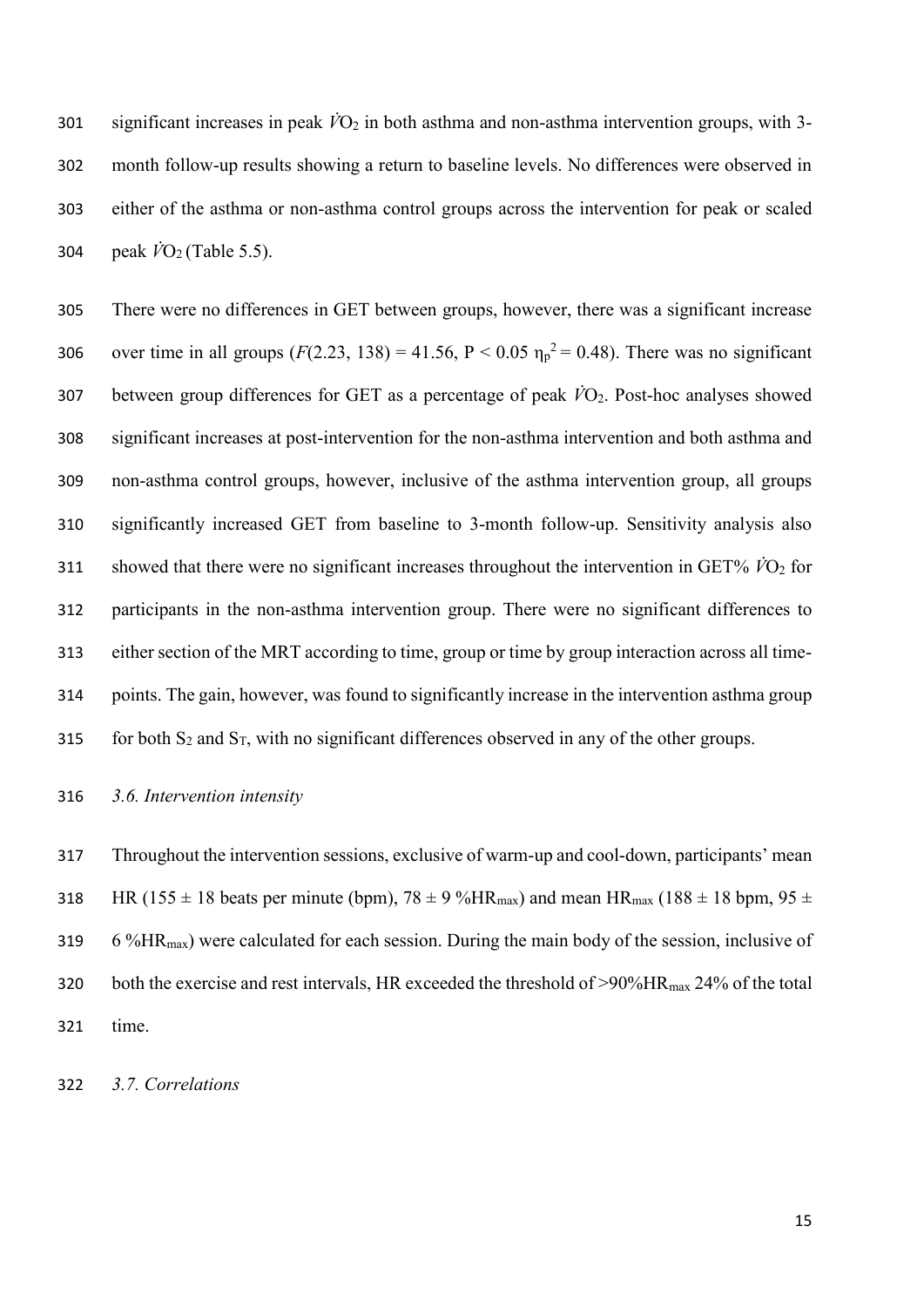significant increases in peak $\dot{V}O_2$ in both asthma and non-asthma intervention groups, with 3-month follow-up results showing a return to baseline levels. No differences were observed in either of the asthma or non-asthma control groups across the intervention for peak or scaled peak $\dot{V}O_2$ (Table 5.5).

There were no differences in GET between groups, however, there was a significant increase over time in all groups ($F(2.23, 138) = 41.56$, $P < 0.05$ $\eta_p^2 = 0.48$). There was no significant between group differences for GET as a percentage of peak $\dot{V}O_2$. Post-hoc analyses showed significant increases at post-intervention for the non-asthma intervention and both asthma and non-asthma control groups, however, inclusive of the asthma intervention group, all groups significantly increased GET from baseline to 3-month follow-up. Sensitivity analysis also showed that there were no significant increases throughout the intervention in GET% $\dot{V}O_2$ for participants in the non-asthma intervention group. There were no significant differences to either section of the MRT according to time, group or time by group interaction across all time-points. The gain, however, was found to significantly increase in the intervention asthma group for both $S_2$ and $S_T$, with no significant differences observed in any of the other groups.

*3.6. Intervention intensity*

Throughout the intervention sessions, exclusive of warm-up and cool-down, participants' mean HR (155 ± 18 beats per minute (bpm), 78 ± 9 %$HR_{max}$) and mean $HR_{max}$ (188 ± 18 bpm, 95 ± 6 %$HR_{max}$) were calculated for each session. During the main body of the session, inclusive of both the exercise and rest intervals, HR exceeded the threshold of >90%$HR_{max}$ 24% of the total time.

*3.7. Correlations*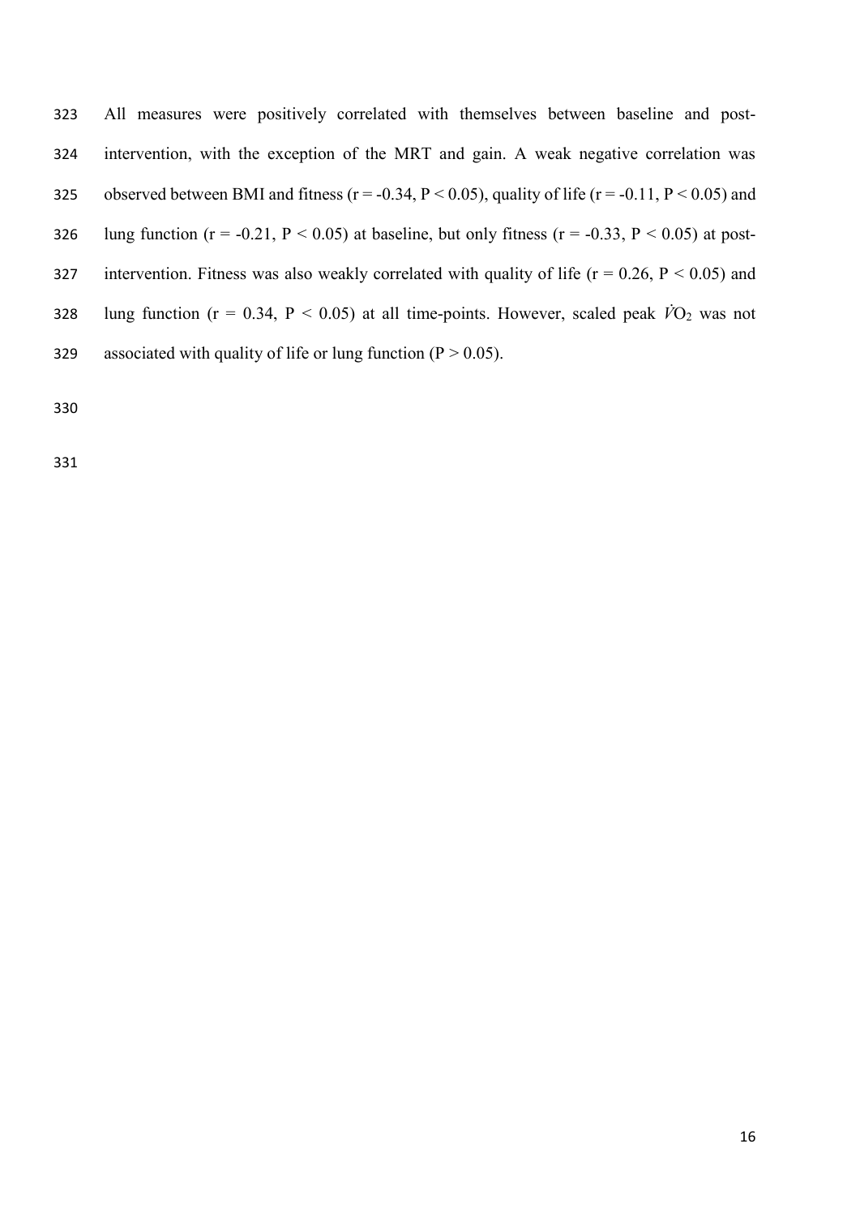All measures were positively correlated with themselves between baseline and post-intervention, with the exception of the MRT and gain. A weak negative correlation was observed between BMI and fitness ($r = -0.34$, $P < 0.05$), quality of life ($r = -0.11$, $P < 0.05$) and lung function ($r = -0.21$, $P < 0.05$) at baseline, but only fitness ($r = -0.33$, $P < 0.05$) at post-intervention. Fitness was also weakly correlated with quality of life ($r = 0.26$, $P < 0.05$) and lung function ($r = 0.34$, $P < 0.05$) at all time-points. However, scaled peak $\dot{V}O_2$ was not associated with quality of life or lung function ($P > 0.05$).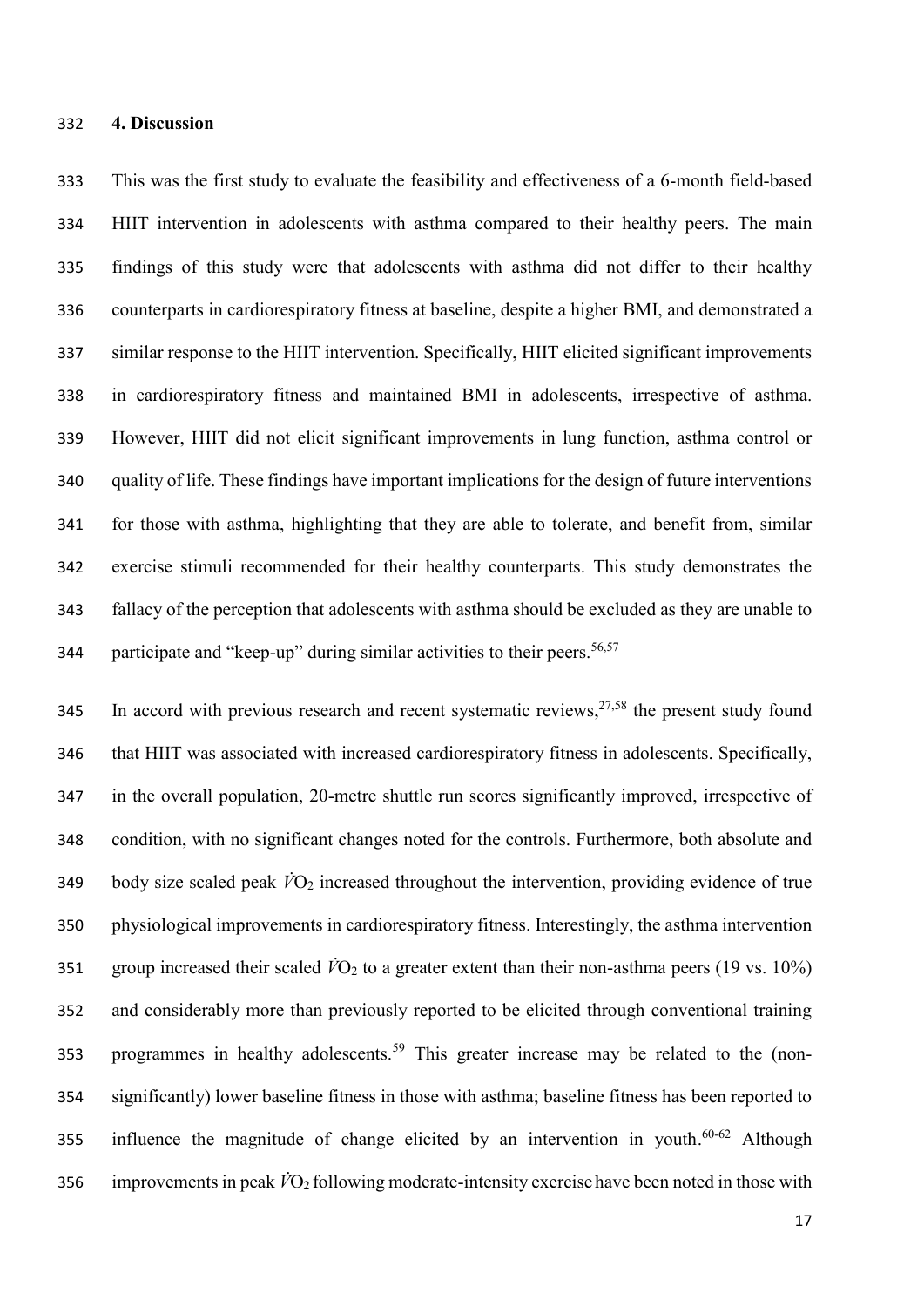## 4. Discussion

This was the first study to evaluate the feasibility and effectiveness of a 6-month field-based HIIT intervention in adolescents with asthma compared to their healthy peers. The main findings of this study were that adolescents with asthma did not differ to their healthy counterparts in cardiorespiratory fitness at baseline, despite a higher BMI, and demonstrated a similar response to the HIIT intervention. Specifically, HIIT elicited significant improvements in cardiorespiratory fitness and maintained BMI in adolescents, irrespective of asthma. However, HIIT did not elicit significant improvements in lung function, asthma control or quality of life. These findings have important implications for the design of future interventions for those with asthma, highlighting that they are able to tolerate, and benefit from, similar exercise stimuli recommended for their healthy counterparts. This study demonstrates the fallacy of the perception that adolescents with asthma should be excluded as they are unable to participate and "keep-up" during similar activities to their peers.[56,57]

In accord with previous research and recent systematic reviews,[27,58] the present study found that HIIT was associated with increased cardiorespiratory fitness in adolescents. Specifically, in the overall population, 20-metre shuttle run scores significantly improved, irrespective of condition, with no significant changes noted for the controls. Furthermore, both absolute and body size scaled peak $\dot{V}O_2$ increased throughout the intervention, providing evidence of true physiological improvements in cardiorespiratory fitness. Interestingly, the asthma intervention group increased their scaled $\dot{V}O_2$ to a greater extent than their non-asthma peers (19 vs. 10%) and considerably more than previously reported to be elicited through conventional training programmes in healthy adolescents.[59] This greater increase may be related to the (non-significantly) lower baseline fitness in those with asthma; baseline fitness has been reported to influence the magnitude of change elicited by an intervention in youth.[60-62] Although improvements in peak $\dot{V}O_2$ following moderate-intensity exercise have been noted in those with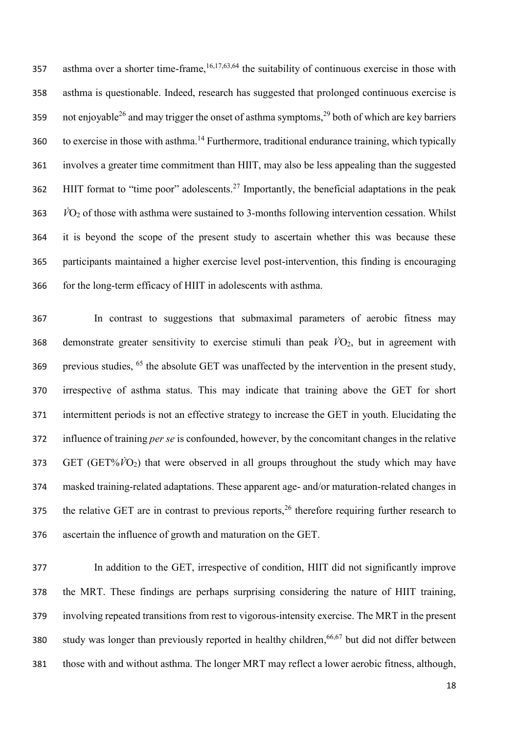asthma over a shorter time-frame,[16,17,63,64] the suitability of continuous exercise in those with asthma is questionable. Indeed, research has suggested that prolonged continuous exercise is not enjoyable[26] and may trigger the onset of asthma symptoms,[29] both of which are key barriers to exercise in those with asthma.[14] Furthermore, traditional endurance training, which typically involves a greater time commitment than HIIT, may also be less appealing than the suggested HIIT format to "time poor" adolescents.[27] Importantly, the beneficial adaptations in the peak $\dot{V}O_2$ of those with asthma were sustained to 3-months following intervention cessation. Whilst it is beyond the scope of the present study to ascertain whether this was because these participants maintained a higher exercise level post-intervention, this finding is encouraging for the long-term efficacy of HIIT in adolescents with asthma.

In contrast to suggestions that submaximal parameters of aerobic fitness may demonstrate greater sensitivity to exercise stimuli than peak $\dot{V}O_2$, but in agreement with previous studies, [65] the absolute GET was unaffected by the intervention in the present study, irrespective of asthma status. This may indicate that training above the GET for short intermittent periods is not an effective strategy to increase the GET in youth. Elucidating the influence of training *per se* is confounded, however, by the concomitant changes in the relative GET (GET%$\dot{V}O_2$) that were observed in all groups throughout the study which may have masked training-related adaptations. These apparent age- and/or maturation-related changes in the relative GET are in contrast to previous reports,[26] therefore requiring further research to ascertain the influence of growth and maturation on the GET.

In addition to the GET, irrespective of condition, HIIT did not significantly improve the MRT. These findings are perhaps surprising considering the nature of HIIT training, involving repeated transitions from rest to vigorous-intensity exercise. The MRT in the present study was longer than previously reported in healthy children,[66,67] but did not differ between those with and without asthma. The longer MRT may reflect a lower aerobic fitness, although,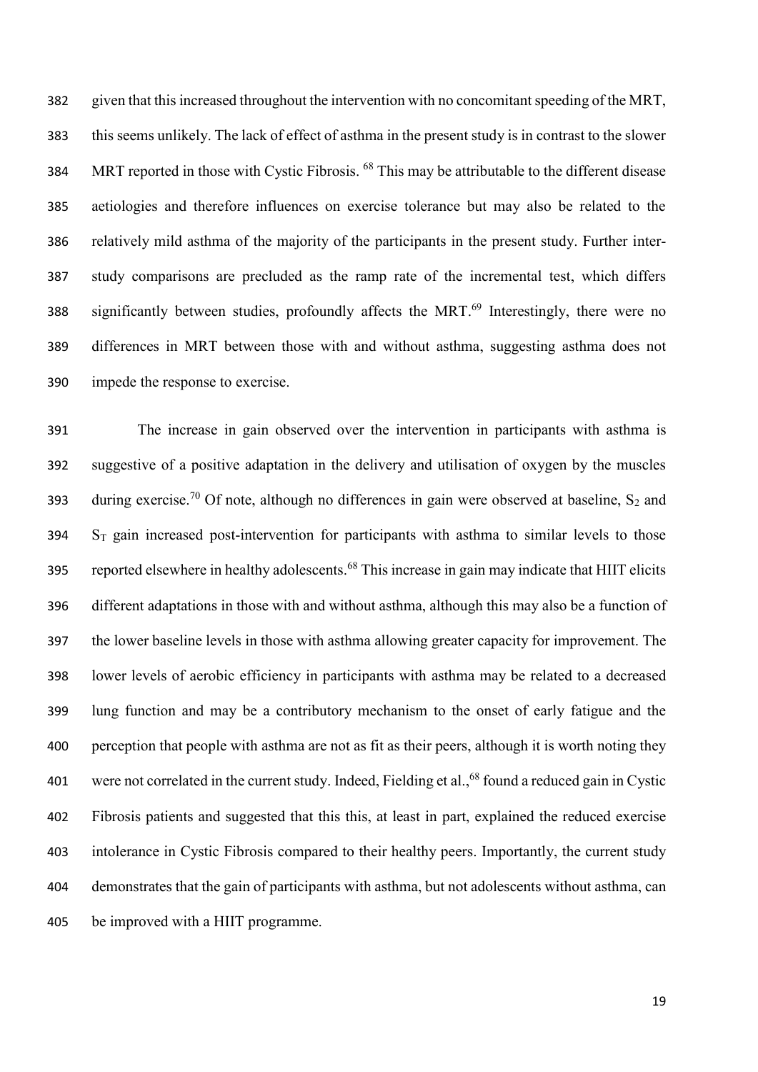given that this increased throughout the intervention with no concomitant speeding of the MRT, this seems unlikely. The lack of effect of asthma in the present study is in contrast to the slower MRT reported in those with Cystic Fibrosis. [68] This may be attributable to the different disease aetiologies and therefore influences on exercise tolerance but may also be related to the relatively mild asthma of the majority of the participants in the present study. Further inter-study comparisons are precluded as the ramp rate of the incremental test, which differs significantly between studies, profoundly affects the MRT.[69] Interestingly, there were no differences in MRT between those with and without asthma, suggesting asthma does not impede the response to exercise.

The increase in gain observed over the intervention in participants with asthma is suggestive of a positive adaptation in the delivery and utilisation of oxygen by the muscles during exercise.[70] Of note, although no differences in gain were observed at baseline, $S_2$ and $S_T$ gain increased post-intervention for participants with asthma to similar levels to those reported elsewhere in healthy adolescents.[68] This increase in gain may indicate that HIIT elicits different adaptations in those with and without asthma, although this may also be a function of the lower baseline levels in those with asthma allowing greater capacity for improvement. The lower levels of aerobic efficiency in participants with asthma may be related to a decreased lung function and may be a contributory mechanism to the onset of early fatigue and the perception that people with asthma are not as fit as their peers, although it is worth noting they were not correlated in the current study. Indeed, Fielding et al.,[68] found a reduced gain in Cystic Fibrosis patients and suggested that this this, at least in part, explained the reduced exercise intolerance in Cystic Fibrosis compared to their healthy peers. Importantly, the current study demonstrates that the gain of participants with asthma, but not adolescents without asthma, can be improved with a HIIT programme.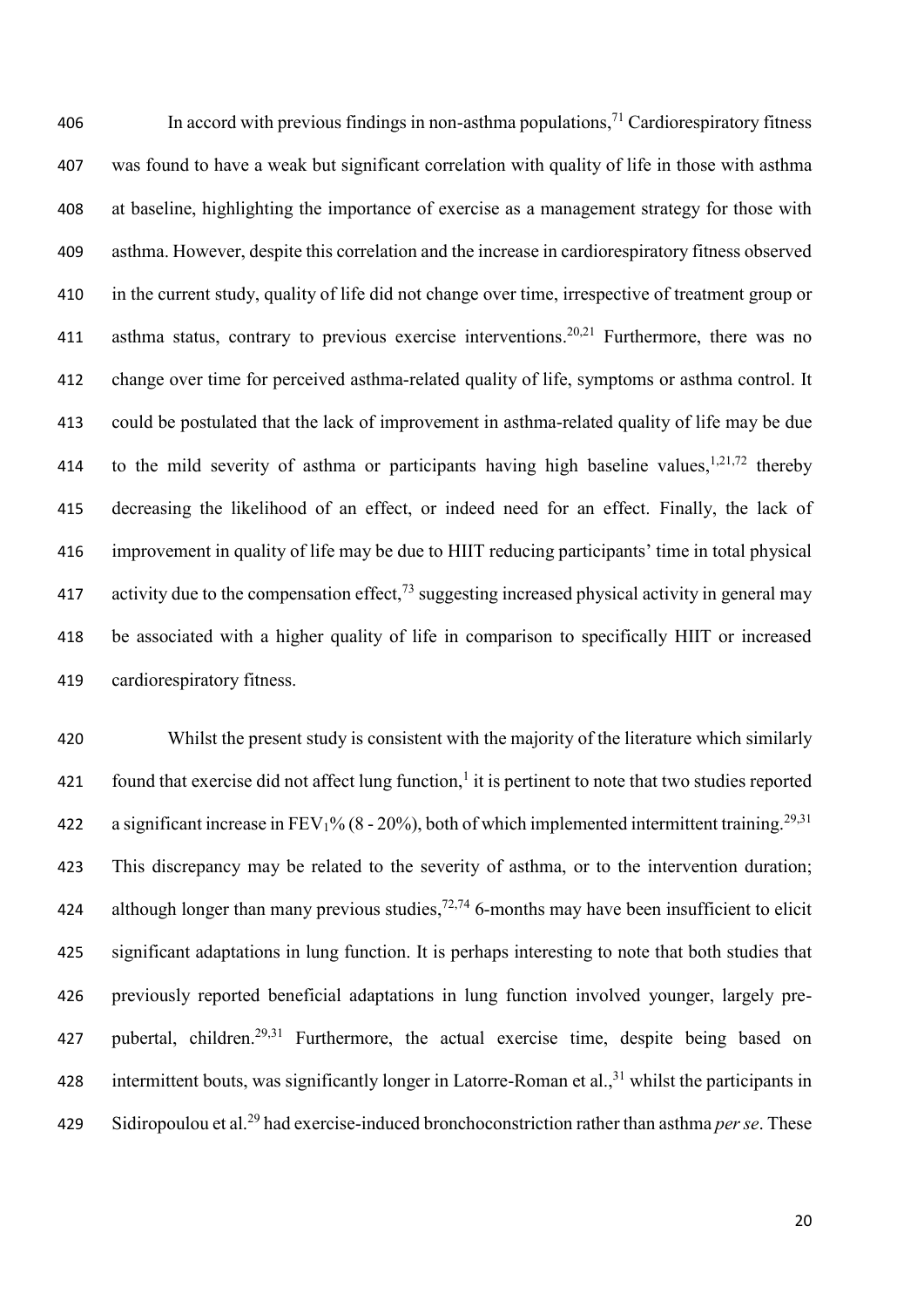In accord with previous findings in non-asthma populations,[71] Cardiorespiratory fitness was found to have a weak but significant correlation with quality of life in those with asthma at baseline, highlighting the importance of exercise as a management strategy for those with asthma. However, despite this correlation and the increase in cardiorespiratory fitness observed in the current study, quality of life did not change over time, irrespective of treatment group or asthma status, contrary to previous exercise interventions.[20,21] Furthermore, there was no change over time for perceived asthma-related quality of life, symptoms or asthma control. It could be postulated that the lack of improvement in asthma-related quality of life may be due to the mild severity of asthma or participants having high baseline values,[1,21,72] thereby decreasing the likelihood of an effect, or indeed need for an effect. Finally, the lack of improvement in quality of life may be due to HIIT reducing participants' time in total physical activity due to the compensation effect,[73] suggesting increased physical activity in general may be associated with a higher quality of life in comparison to specifically HIIT or increased cardiorespiratory fitness.

Whilst the present study is consistent with the majority of the literature which similarly found that exercise did not affect lung function,[1] it is pertinent to note that two studies reported a significant increase in $FEV_1$% (8 - 20%), both of which implemented intermittent training.[29,31] This discrepancy may be related to the severity of asthma, or to the intervention duration; although longer than many previous studies,[72,74] 6-months may have been insufficient to elicit significant adaptations in lung function. It is perhaps interesting to note that both studies that previously reported beneficial adaptations in lung function involved younger, largely pre-pubertal, children.[29,31] Furthermore, the actual exercise time, despite being based on intermittent bouts, was significantly longer in Latorre-Roman et al.,[31] whilst the participants in Sidiropoulou et al.[29] had exercise-induced bronchoconstriction rather than asthma *per se*. These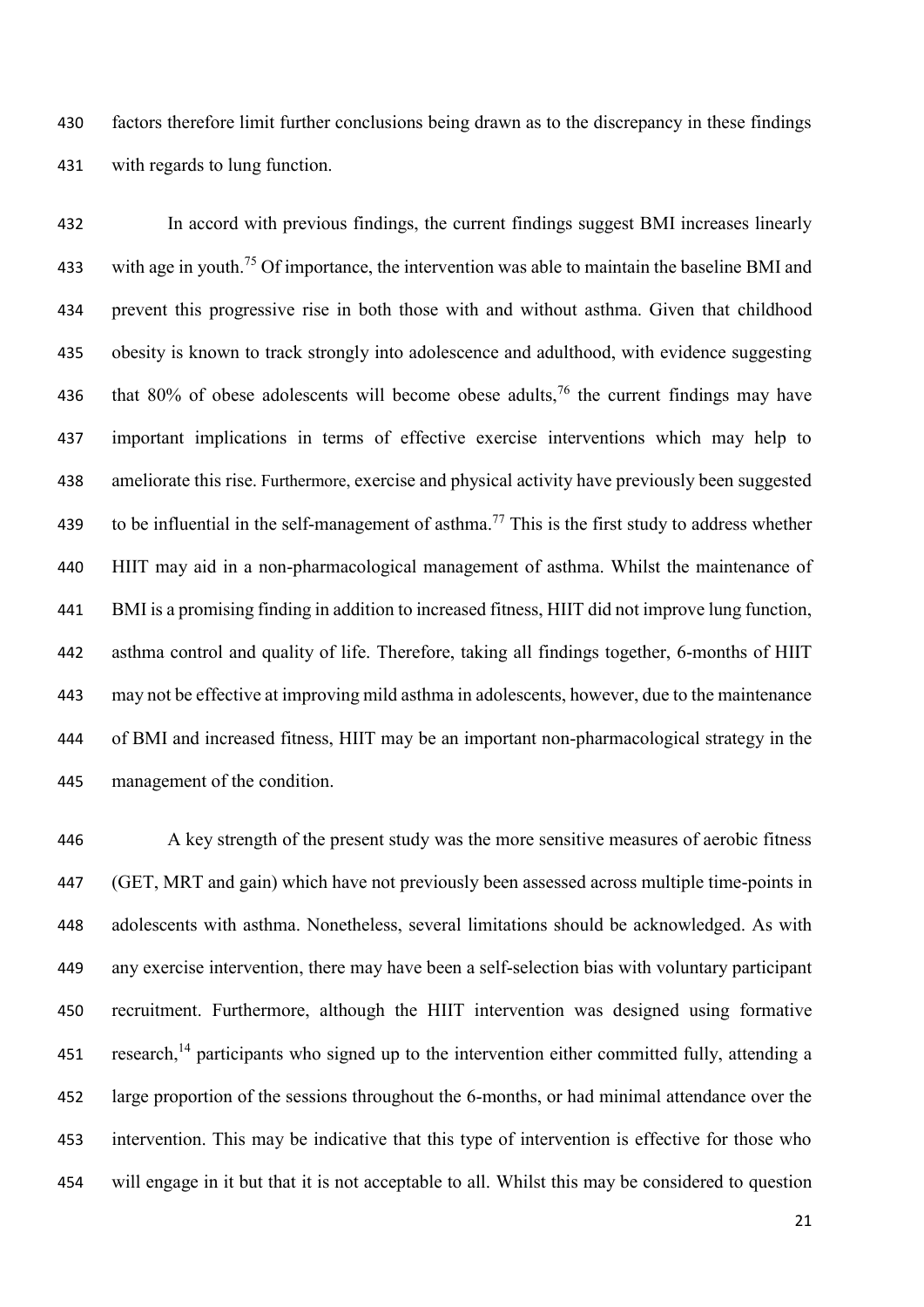factors therefore limit further conclusions being drawn as to the discrepancy in these findings with regards to lung function.

In accord with previous findings, the current findings suggest BMI increases linearly with age in youth.[75] Of importance, the intervention was able to maintain the baseline BMI and prevent this progressive rise in both those with and without asthma. Given that childhood obesity is known to track strongly into adolescence and adulthood, with evidence suggesting that 80% of obese adolescents will become obese adults,[76] the current findings may have important implications in terms of effective exercise interventions which may help to ameliorate this rise. Furthermore, exercise and physical activity have previously been suggested to be influential in the self-management of asthma.[77] This is the first study to address whether HIIT may aid in a non-pharmacological management of asthma. Whilst the maintenance of BMI is a promising finding in addition to increased fitness, HIIT did not improve lung function, asthma control and quality of life. Therefore, taking all findings together, 6-months of HIIT may not be effective at improving mild asthma in adolescents, however, due to the maintenance of BMI and increased fitness, HIIT may be an important non-pharmacological strategy in the management of the condition.

A key strength of the present study was the more sensitive measures of aerobic fitness (GET, MRT and gain) which have not previously been assessed across multiple time-points in adolescents with asthma. Nonetheless, several limitations should be acknowledged. As with any exercise intervention, there may have been a self-selection bias with voluntary participant recruitment. Furthermore, although the HIIT intervention was designed using formative research,[14] participants who signed up to the intervention either committed fully, attending a large proportion of the sessions throughout the 6-months, or had minimal attendance over the intervention. This may be indicative that this type of intervention is effective for those who will engage in it but that it is not acceptable to all. Whilst this may be considered to question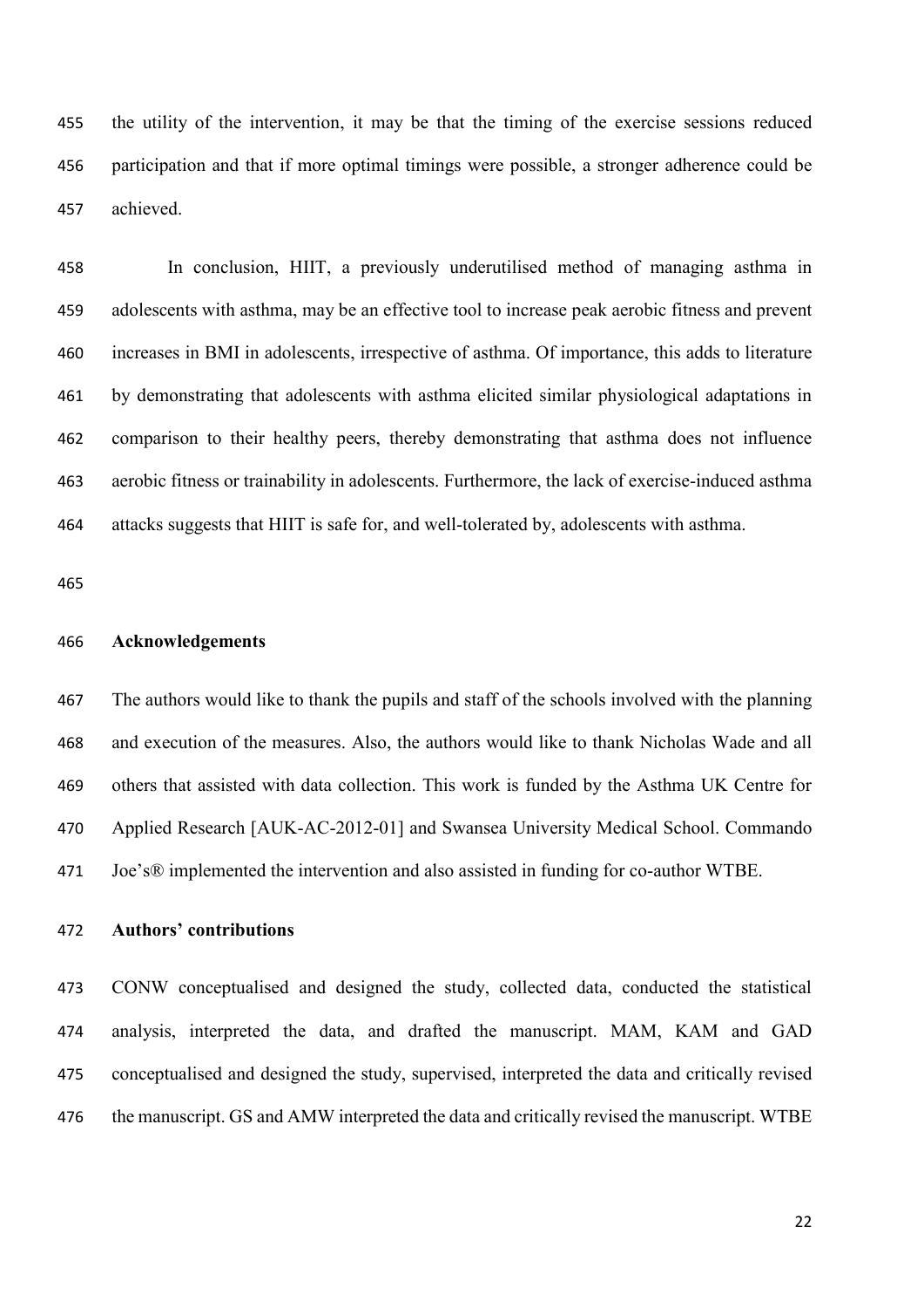the utility of the intervention, it may be that the timing of the exercise sessions reduced participation and that if more optimal timings were possible, a stronger adherence could be achieved.

In conclusion, HIIT, a previously underutilised method of managing asthma in adolescents with asthma, may be an effective tool to increase peak aerobic fitness and prevent increases in BMI in adolescents, irrespective of asthma. Of importance, this adds to literature by demonstrating that adolescents with asthma elicited similar physiological adaptations in comparison to their healthy peers, thereby demonstrating that asthma does not influence aerobic fitness or trainability in adolescents. Furthermore, the lack of exercise-induced asthma attacks suggests that HIIT is safe for, and well-tolerated by, adolescents with asthma.

**Acknowledgements**

The authors would like to thank the pupils and staff of the schools involved with the planning and execution of the measures. Also, the authors would like to thank Nicholas Wade and all others that assisted with data collection. This work is funded by the Asthma UK Centre for Applied Research [AUK-AC-2012-01] and Swansea University Medical School. Commando Joe's® implemented the intervention and also assisted in funding for co-author WTBE.

**Authors' contributions**

CONW conceptualised and designed the study, collected data, conducted the statistical analysis, interpreted the data, and drafted the manuscript. MAM, KAM and GAD conceptualised and designed the study, supervised, interpreted the data and critically revised the manuscript. GS and AMW interpreted the data and critically revised the manuscript. WTBE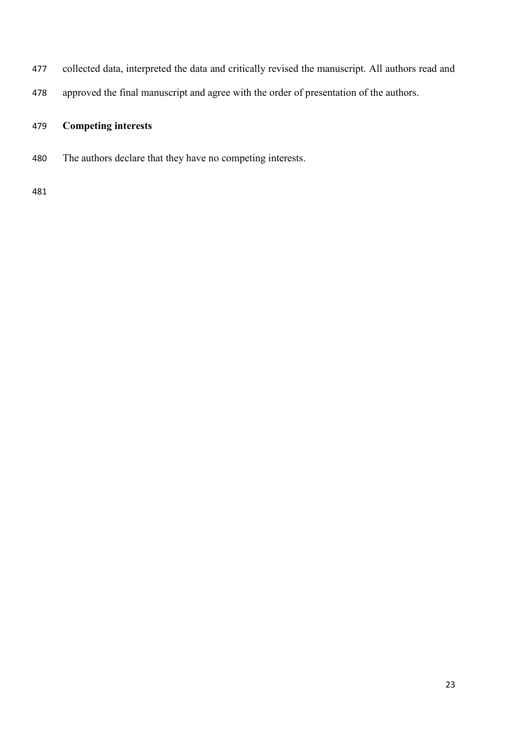collected data, interpreted the data and critically revised the manuscript. All authors read and approved the final manuscript and agree with the order of presentation of the authors.

## Competing interests

The authors declare that they have no competing interests.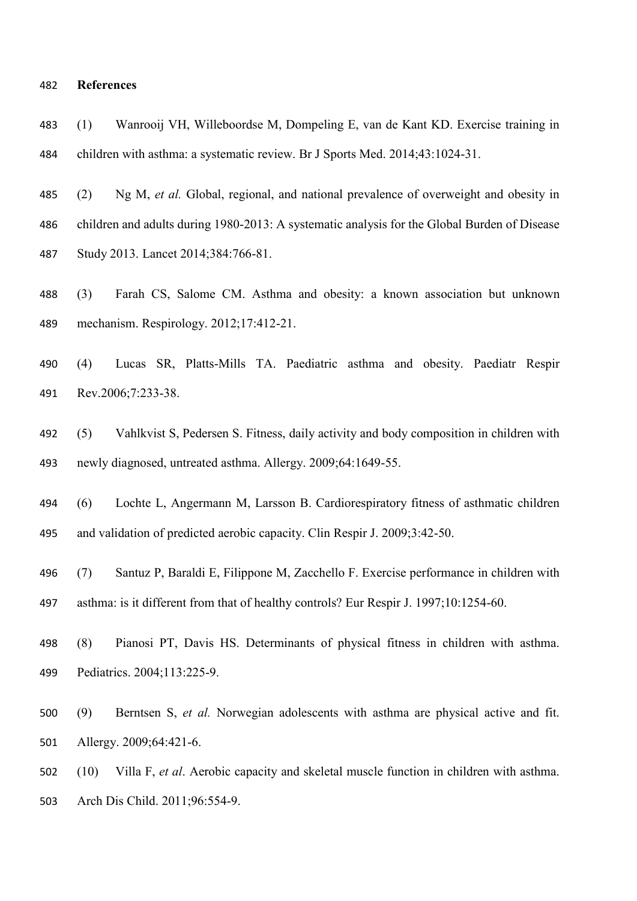## References

(1) Wanrooij VH, Willeboordse M, Dompeling E, van de Kant KD. Exercise training in children with asthma: a systematic review. Br J Sports Med. 2014;43:1024-31.

(2) Ng M, *et al.* Global, regional, and national prevalence of overweight and obesity in children and adults during 1980-2013: A systematic analysis for the Global Burden of Disease Study 2013. Lancet 2014;384:766-81.

(3) Farah CS, Salome CM. Asthma and obesity: a known association but unknown mechanism. Respirology. 2012;17:412-21.

(4) Lucas SR, Platts-Mills TA. Paediatric asthma and obesity. Paediatr Respir Rev.2006;7:233-38.

(5) Vahlkvist S, Pedersen S. Fitness, daily activity and body composition in children with newly diagnosed, untreated asthma. Allergy. 2009;64:1649-55.

(6) Lochte L, Angermann M, Larsson B. Cardiorespiratory fitness of asthmatic children and validation of predicted aerobic capacity. Clin Respir J. 2009;3:42-50.

(7) Santuz P, Baraldi E, Filippone M, Zacchello F. Exercise performance in children with asthma: is it different from that of healthy controls? Eur Respir J. 1997;10:1254-60.

(8) Pianosi PT, Davis HS. Determinants of physical fitness in children with asthma. Pediatrics. 2004;113:225-9.

(9) Berntsen S, *et al.* Norwegian adolescents with asthma are physical active and fit. Allergy. 2009;64:421-6.

(10) Villa F, *et al*. Aerobic capacity and skeletal muscle function in children with asthma. Arch Dis Child. 2011;96:554-9.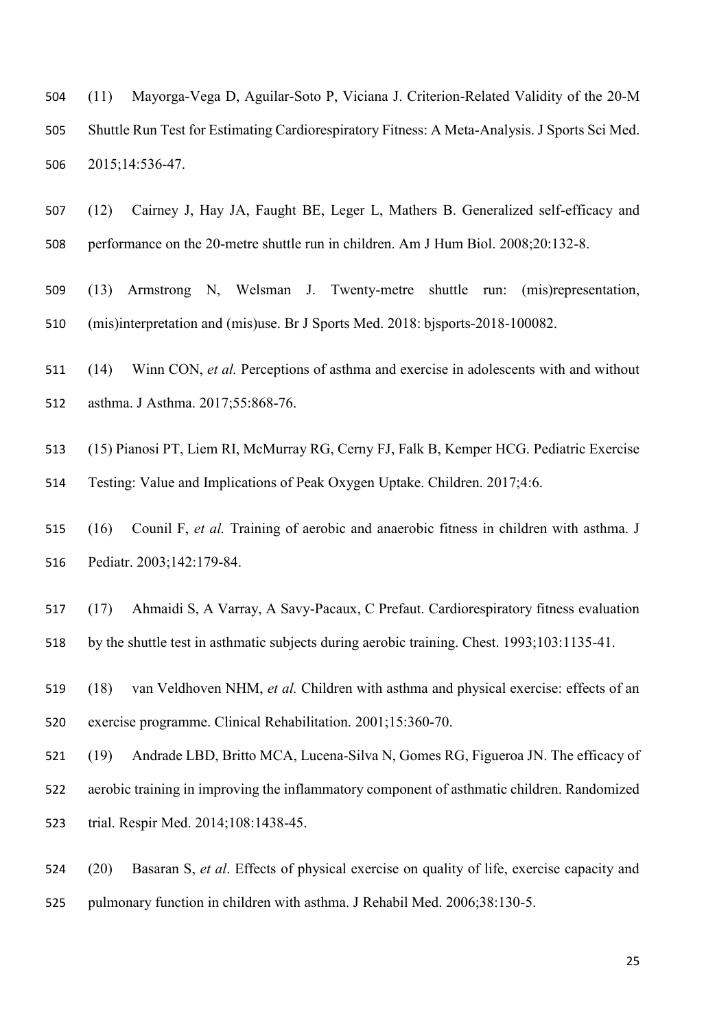(11) Mayorga-Vega D, Aguilar-Soto P, Viciana J. Criterion-Related Validity of the 20-M Shuttle Run Test for Estimating Cardiorespiratory Fitness: A Meta-Analysis. J Sports Sci Med. 2015;14:536-47.

(12) Cairney J, Hay JA, Faught BE, Leger L, Mathers B. Generalized self-efficacy and performance on the 20-metre shuttle run in children. Am J Hum Biol. 2008;20:132-8.

(13) Armstrong N, Welsman J. Twenty-metre shuttle run: (mis)representation, (mis)interpretation and (mis)use. Br J Sports Med. 2018: bjsports-2018-100082.

(14) Winn CON, *et al.* Perceptions of asthma and exercise in adolescents with and without asthma. J Asthma. 2017;55:868-76.

(15) Pianosi PT, Liem RI, McMurray RG, Cerny FJ, Falk B, Kemper HCG. Pediatric Exercise Testing: Value and Implications of Peak Oxygen Uptake. Children. 2017;4:6.

(16) Counil F, *et al.* Training of aerobic and anaerobic fitness in children with asthma. J Pediatr. 2003;142:179-84.

(17) Ahmaidi S, A Varray, A Savy-Pacaux, C Prefaut. Cardiorespiratory fitness evaluation by the shuttle test in asthmatic subjects during aerobic training. Chest. 1993;103:1135-41.

(18) van Veldhoven NHM, *et al.* Children with asthma and physical exercise: effects of an exercise programme. Clinical Rehabilitation. 2001;15:360-70.

(19) Andrade LBD, Britto MCA, Lucena-Silva N, Gomes RG, Figueroa JN. The efficacy of aerobic training in improving the inflammatory component of asthmatic children. Randomized trial. Respir Med. 2014;108:1438-45.

(20) Basaran S, *et al*. Effects of physical exercise on quality of life, exercise capacity and pulmonary function in children with asthma. J Rehabil Med. 2006;38:130-5.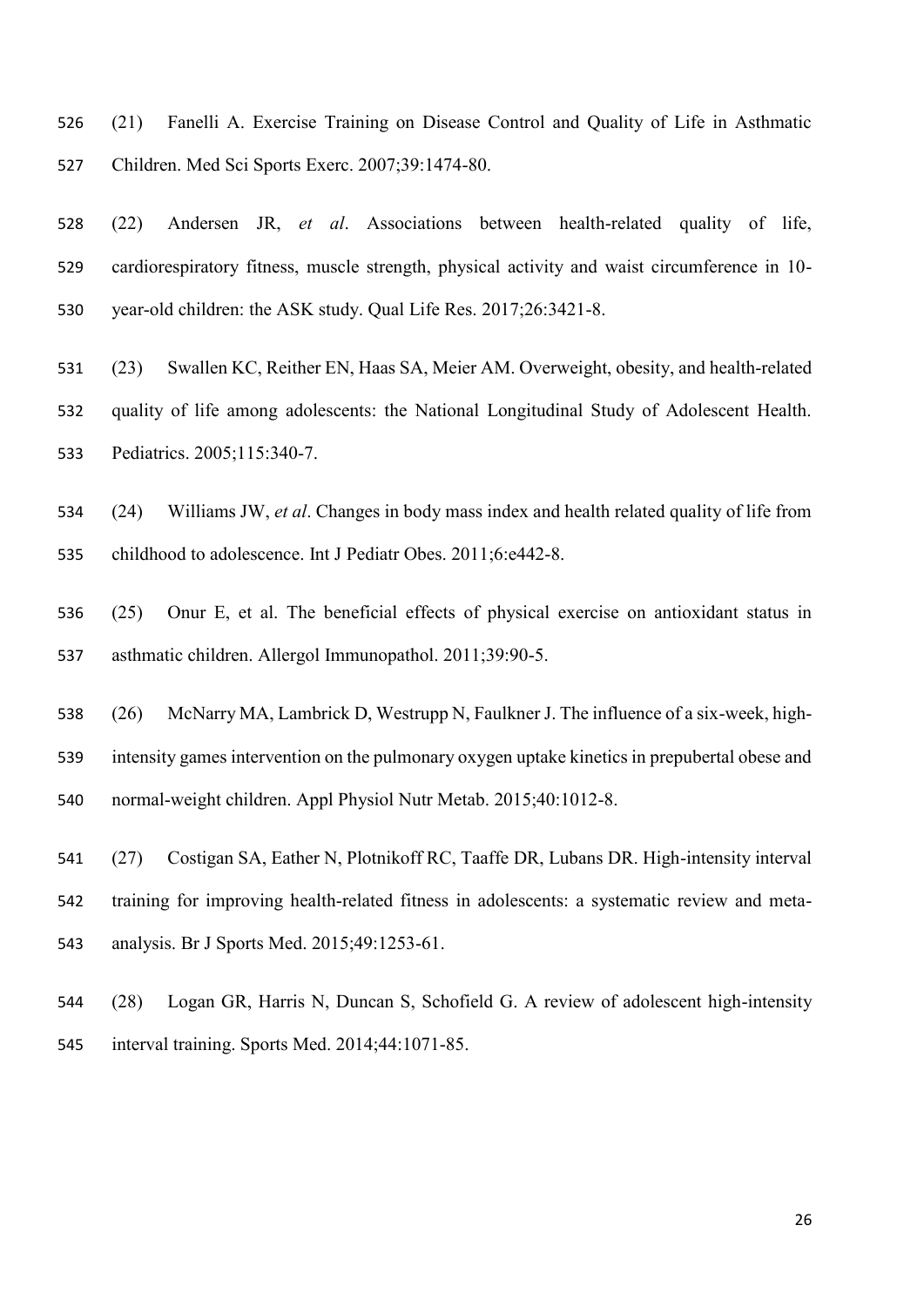(21) Fanelli A. Exercise Training on Disease Control and Quality of Life in Asthmatic Children. Med Sci Sports Exerc. 2007;39:1474-80.

(22) Andersen JR, *et al*. Associations between health-related quality of life, cardiorespiratory fitness, muscle strength, physical activity and waist circumference in 10-year-old children: the ASK study. Qual Life Res. 2017;26:3421-8.

(23) Swallen KC, Reither EN, Haas SA, Meier AM. Overweight, obesity, and health-related quality of life among adolescents: the National Longitudinal Study of Adolescent Health. Pediatrics. 2005;115:340-7.

(24) Williams JW, *et al*. Changes in body mass index and health related quality of life from childhood to adolescence. Int J Pediatr Obes. 2011;6:e442-8.

(25) Onur E, et al. The beneficial effects of physical exercise on antioxidant status in asthmatic children. Allergol Immunopathol. 2011;39:90-5.

(26) McNarry MA, Lambrick D, Westrupp N, Faulkner J. The influence of a six-week, high-intensity games intervention on the pulmonary oxygen uptake kinetics in prepubertal obese and normal-weight children. Appl Physiol Nutr Metab. 2015;40:1012-8.

(27) Costigan SA, Eather N, Plotnikoff RC, Taaffe DR, Lubans DR. High-intensity interval training for improving health-related fitness in adolescents: a systematic review and meta-analysis. Br J Sports Med. 2015;49:1253-61.

(28) Logan GR, Harris N, Duncan S, Schofield G. A review of adolescent high-intensity interval training. Sports Med. 2014;44:1071-85.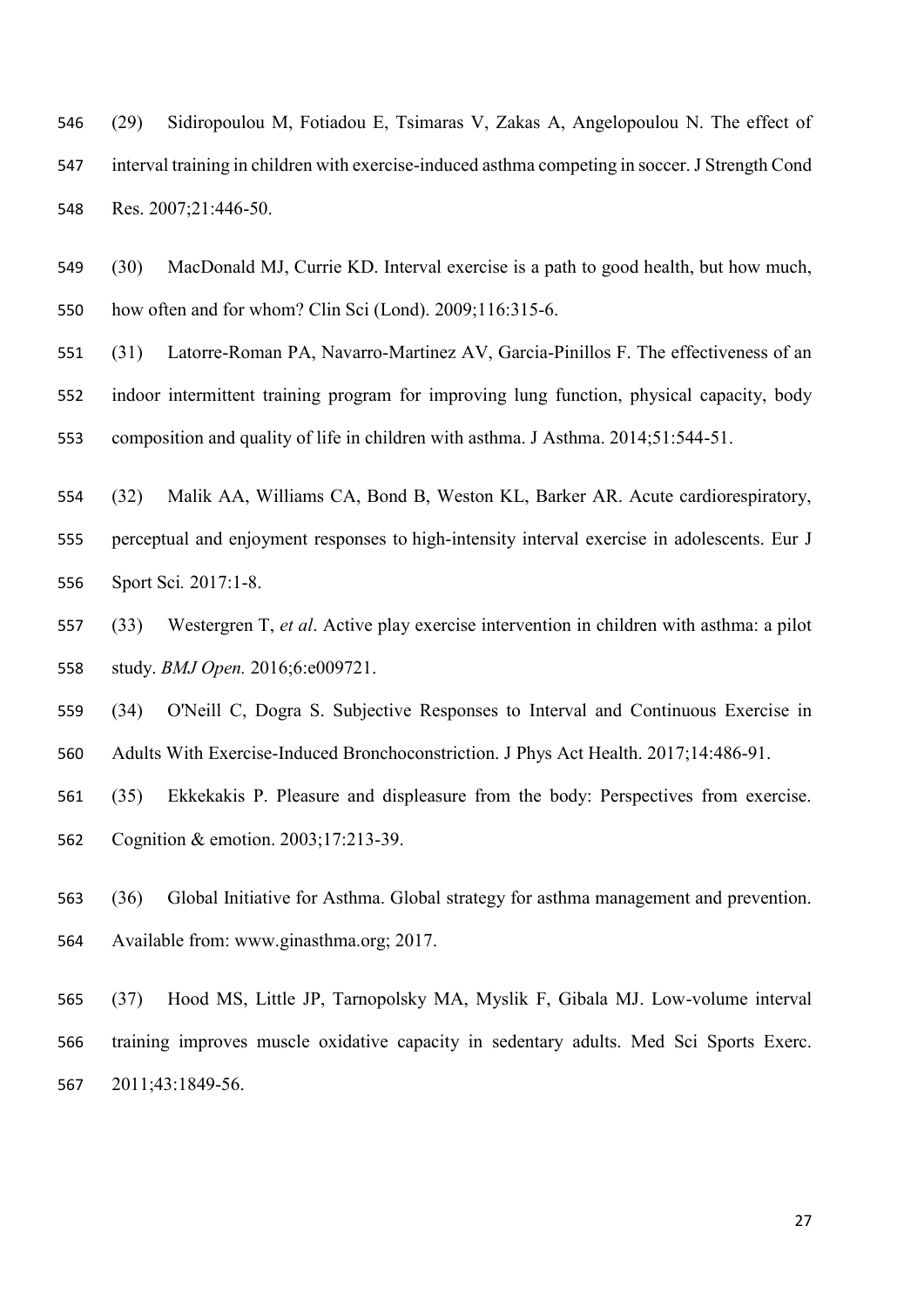(29) Sidiropoulou M, Fotiadou E, Tsimaras V, Zakas A, Angelopoulou N. The effect of interval training in children with exercise-induced asthma competing in soccer. J Strength Cond Res. 2007;21:446-50.

(30) MacDonald MJ, Currie KD. Interval exercise is a path to good health, but how much, how often and for whom? Clin Sci (Lond). 2009;116:315-6.

(31) Latorre-Roman PA, Navarro-Martinez AV, Garcia-Pinillos F. The effectiveness of an indoor intermittent training program for improving lung function, physical capacity, body composition and quality of life in children with asthma. J Asthma. 2014;51:544-51.

(32) Malik AA, Williams CA, Bond B, Weston KL, Barker AR. Acute cardiorespiratory, perceptual and enjoyment responses to high-intensity interval exercise in adolescents. Eur J Sport Sci. 2017:1-8.

(33) Westergren T, *et al*. Active play exercise intervention in children with asthma: a pilot study. *BMJ Open.* 2016;6:e009721.

(34) O'Neill C, Dogra S. Subjective Responses to Interval and Continuous Exercise in Adults With Exercise-Induced Bronchoconstriction. J Phys Act Health. 2017;14:486-91.

(35) Ekkekakis P. Pleasure and displeasure from the body: Perspectives from exercise. Cognition & emotion. 2003;17:213-39.

(36) Global Initiative for Asthma. Global strategy for asthma management and prevention. Available from: www.ginasthma.org; 2017.

(37) Hood MS, Little JP, Tarnopolsky MA, Myslik F, Gibala MJ. Low-volume interval training improves muscle oxidative capacity in sedentary adults. Med Sci Sports Exerc. 2011;43:1849-56.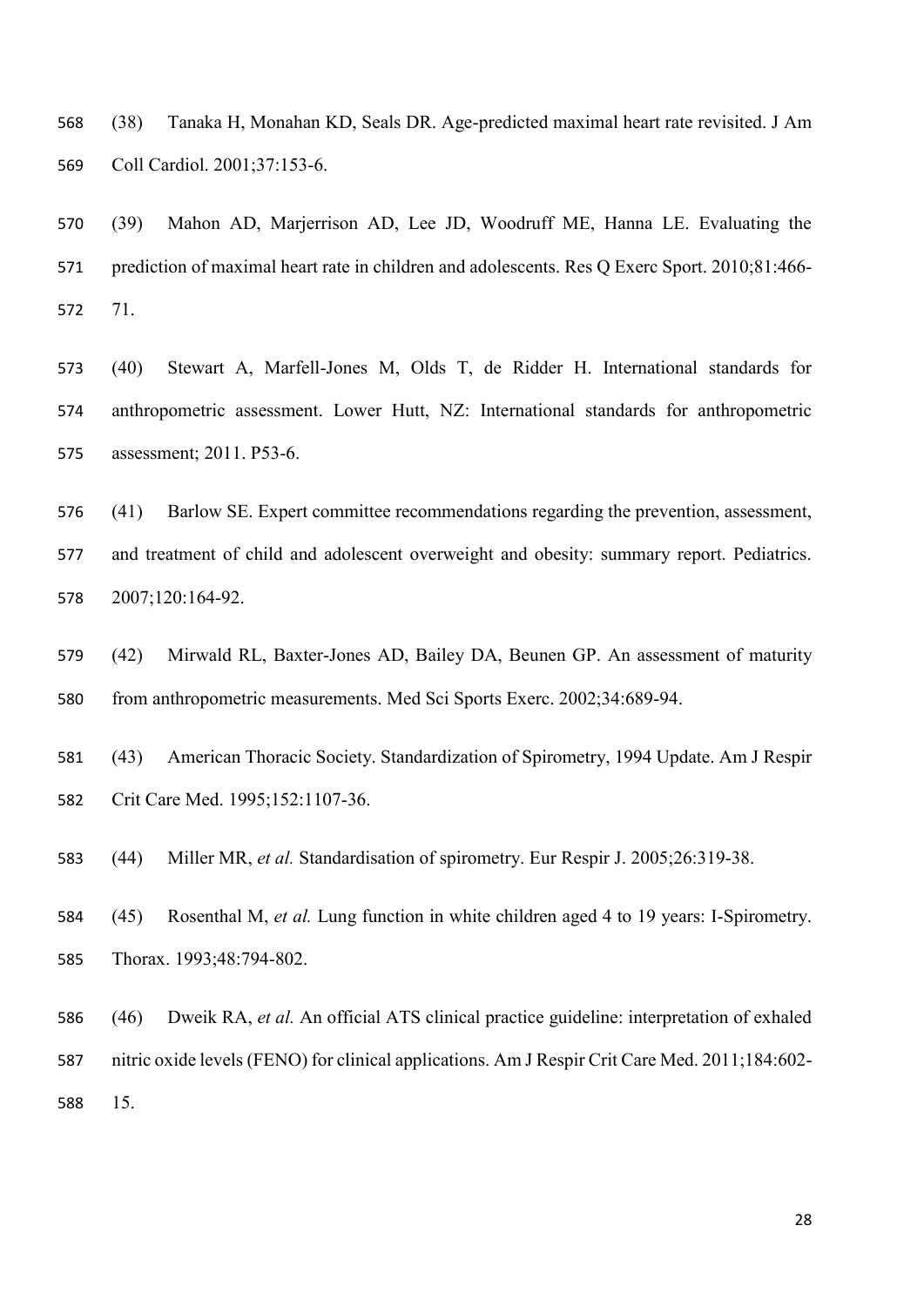(38) Tanaka H, Monahan KD, Seals DR. Age-predicted maximal heart rate revisited. J Am Coll Cardiol. 2001;37:153-6.

(39) Mahon AD, Marjerrison AD, Lee JD, Woodruff ME, Hanna LE. Evaluating the prediction of maximal heart rate in children and adolescents. Res Q Exerc Sport. 2010;81:466-71.

(40) Stewart A, Marfell-Jones M, Olds T, de Ridder H. International standards for anthropometric assessment. Lower Hutt, NZ: International standards for anthropometric assessment; 2011. P53-6.

(41) Barlow SE. Expert committee recommendations regarding the prevention, assessment, and treatment of child and adolescent overweight and obesity: summary report. Pediatrics. 2007;120:164-92.

(42) Mirwald RL, Baxter-Jones AD, Bailey DA, Beunen GP. An assessment of maturity from anthropometric measurements. Med Sci Sports Exerc. 2002;34:689-94.

(43) American Thoracic Society. Standardization of Spirometry, 1994 Update. Am J Respir Crit Care Med. 1995;152:1107-36.

(44) Miller MR, *et al.* Standardisation of spirometry. Eur Respir J. 2005;26:319-38.

(45) Rosenthal M, *et al.* Lung function in white children aged 4 to 19 years: I-Spirometry. Thorax. 1993;48:794-802.

(46) Dweik RA, *et al.* An official ATS clinical practice guideline: interpretation of exhaled nitric oxide levels (FENO) for clinical applications. Am J Respir Crit Care Med. 2011;184:602-15.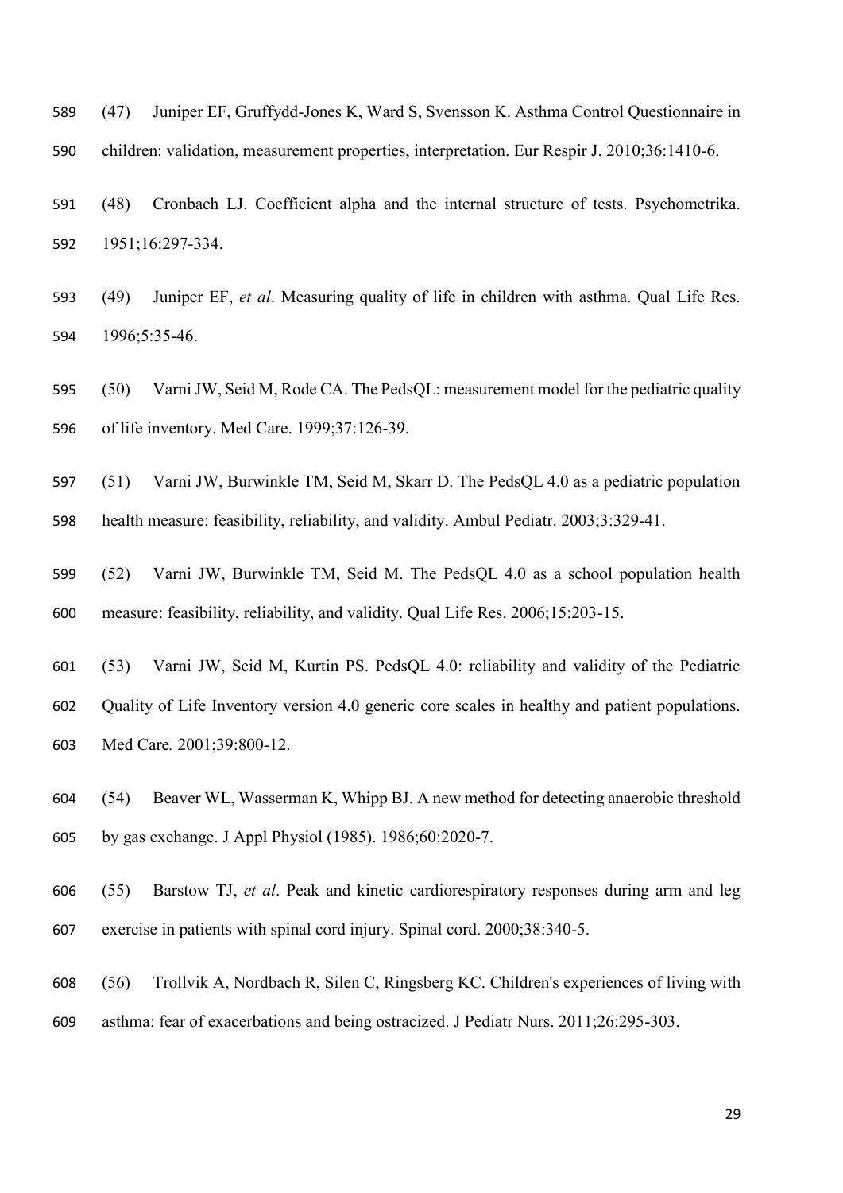(47) Juniper EF, Gruffydd-Jones K, Ward S, Svensson K. Asthma Control Questionnaire in children: validation, measurement properties, interpretation. Eur Respir J. 2010;36:1410-6.

(48) Cronbach LJ. Coefficient alpha and the internal structure of tests. Psychometrika. 1951;16:297-334.

(49) Juniper EF, *et al*. Measuring quality of life in children with asthma. Qual Life Res. 1996;5:35-46.

(50) Varni JW, Seid M, Rode CA. The PedsQL: measurement model for the pediatric quality of life inventory. Med Care. 1999;37:126-39.

(51) Varni JW, Burwinkle TM, Seid M, Skarr D. The PedsQL 4.0 as a pediatric population health measure: feasibility, reliability, and validity. Ambul Pediatr. 2003;3:329-41.

(52) Varni JW, Burwinkle TM, Seid M. The PedsQL 4.0 as a school population health measure: feasibility, reliability, and validity. Qual Life Res. 2006;15:203-15.

(53) Varni JW, Seid M, Kurtin PS. PedsQL 4.0: reliability and validity of the Pediatric Quality of Life Inventory version 4.0 generic core scales in healthy and patient populations. Med Care*.* 2001;39:800-12.

(54) Beaver WL, Wasserman K, Whipp BJ. A new method for detecting anaerobic threshold by gas exchange. J Appl Physiol (1985). 1986;60:2020-7.

(55) Barstow TJ, *et al*. Peak and kinetic cardiorespiratory responses during arm and leg exercise in patients with spinal cord injury. Spinal cord. 2000;38:340-5.

(56) Trollvik A, Nordbach R, Silen C, Ringsberg KC. Children's experiences of living with asthma: fear of exacerbations and being ostracized. J Pediatr Nurs. 2011;26:295-303.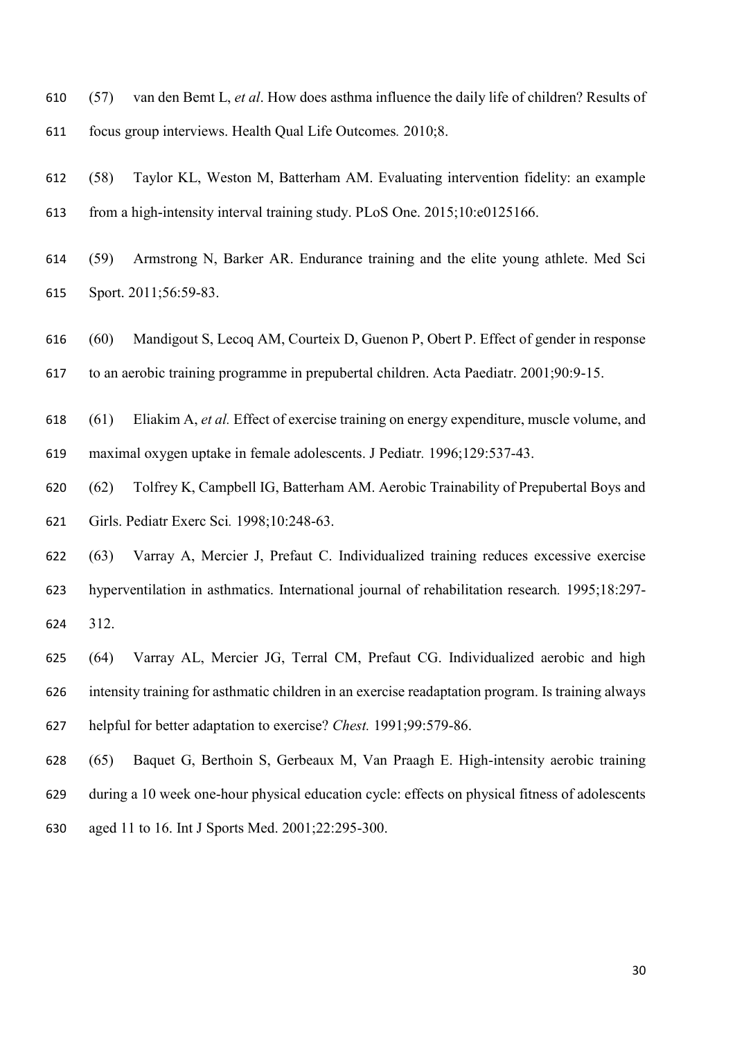(57) van den Bemt L, *et al*. How does asthma influence the daily life of children? Results of focus group interviews. Health Qual Life Outcomes. 2010;8.

(58) Taylor KL, Weston M, Batterham AM. Evaluating intervention fidelity: an example from a high-intensity interval training study. PLoS One. 2015;10:e0125166.

(59) Armstrong N, Barker AR. Endurance training and the elite young athlete. Med Sci Sport. 2011;56:59-83.

(60) Mandigout S, Lecoq AM, Courteix D, Guenon P, Obert P. Effect of gender in response to an aerobic training programme in prepubertal children. Acta Paediatr. 2001;90:9-15.

(61) Eliakim A, *et al.* Effect of exercise training on energy expenditure, muscle volume, and maximal oxygen uptake in female adolescents. J Pediatr. 1996;129:537-43.

(62) Tolfrey K, Campbell IG, Batterham AM. Aerobic Trainability of Prepubertal Boys and Girls. Pediatr Exerc Sci. 1998;10:248-63.

(63) Varray A, Mercier J, Prefaut C. Individualized training reduces excessive exercise hyperventilation in asthmatics. International journal of rehabilitation research. 1995;18:297-312.

(64) Varray AL, Mercier JG, Terral CM, Prefaut CG. Individualized aerobic and high intensity training for asthmatic children in an exercise readaptation program. Is training always helpful for better adaptation to exercise? *Chest.* 1991;99:579-86.

(65) Baquet G, Berthoin S, Gerbeaux M, Van Praagh E. High-intensity aerobic training during a 10 week one-hour physical education cycle: effects on physical fitness of adolescents aged 11 to 16. Int J Sports Med. 2001;22:295-300.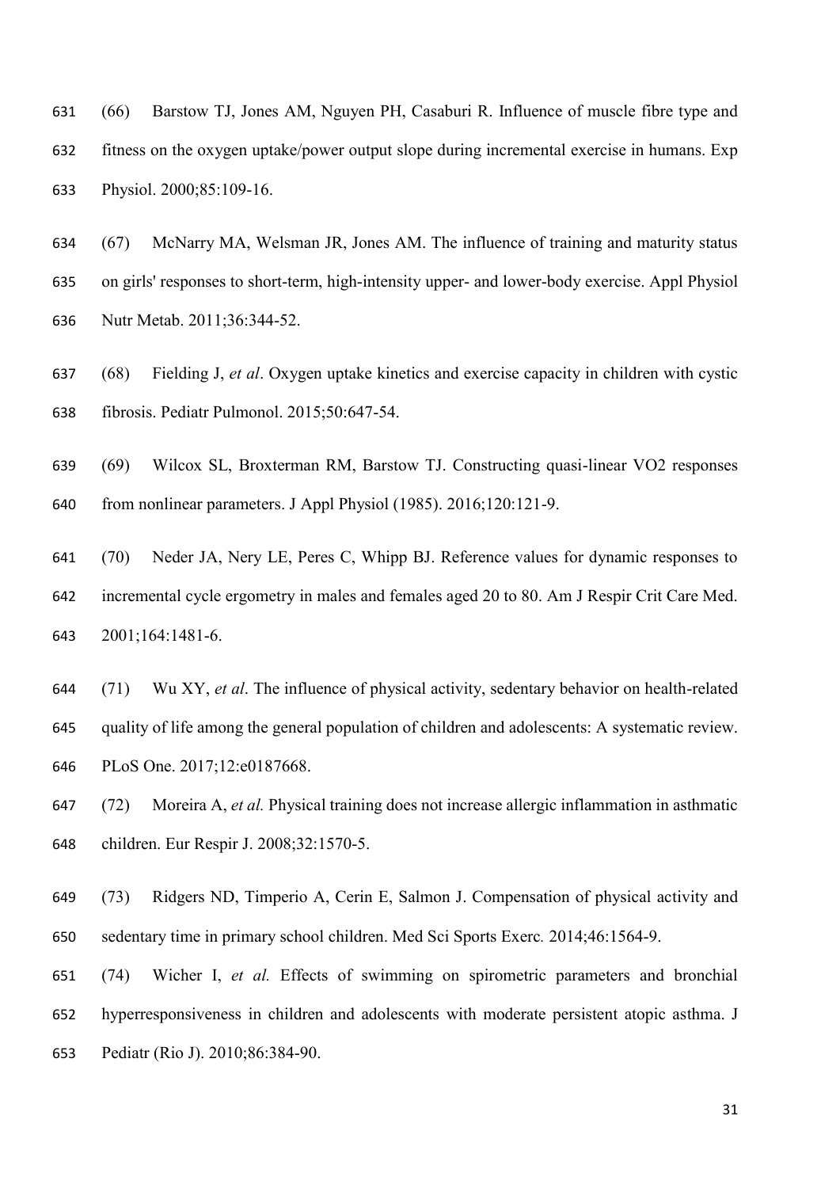(66) Barstow TJ, Jones AM, Nguyen PH, Casaburi R. Influence of muscle fibre type and fitness on the oxygen uptake/power output slope during incremental exercise in humans. Exp Physiol. 2000;85:109-16.

(67) McNarry MA, Welsman JR, Jones AM. The influence of training and maturity status on girls' responses to short-term, high-intensity upper- and lower-body exercise. Appl Physiol Nutr Metab. 2011;36:344-52.

(68) Fielding J, *et al*. Oxygen uptake kinetics and exercise capacity in children with cystic fibrosis. Pediatr Pulmonol. 2015;50:647-54.

(69) Wilcox SL, Broxterman RM, Barstow TJ. Constructing quasi-linear VO2 responses from nonlinear parameters. J Appl Physiol (1985). 2016;120:121-9.

(70) Neder JA, Nery LE, Peres C, Whipp BJ. Reference values for dynamic responses to incremental cycle ergometry in males and females aged 20 to 80. Am J Respir Crit Care Med. 2001;164:1481-6.

(71) Wu XY, *et al*. The influence of physical activity, sedentary behavior on health-related quality of life among the general population of children and adolescents: A systematic review. PLoS One. 2017;12:e0187668.

(72) Moreira A, *et al.* Physical training does not increase allergic inflammation in asthmatic children. Eur Respir J. 2008;32:1570-5.

(73) Ridgers ND, Timperio A, Cerin E, Salmon J. Compensation of physical activity and sedentary time in primary school children. Med Sci Sports Exerc*.* 2014;46:1564-9.

(74) Wicher I, *et al.* Effects of swimming on spirometric parameters and bronchial hyperresponsiveness in children and adolescents with moderate persistent atopic asthma. J Pediatr (Rio J). 2010;86:384-90.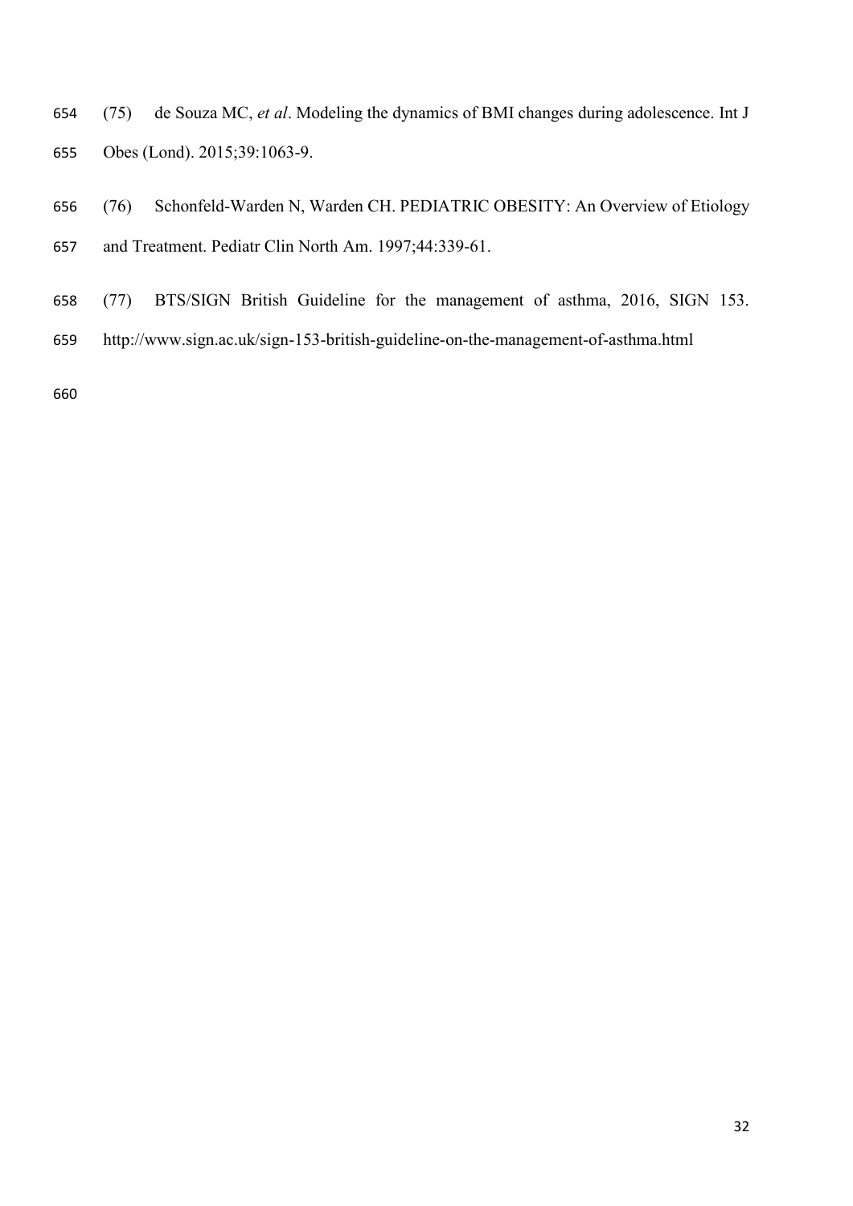(75) de Souza MC, *et al*. Modeling the dynamics of BMI changes during adolescence. Int J Obes (Lond). 2015;39:1063-9.

(76) Schonfeld-Warden N, Warden CH. PEDIATRIC OBESITY: An Overview of Etiology and Treatment. Pediatr Clin North Am. 1997;44:339-61.

(77) BTS/SIGN British Guideline for the management of asthma, 2016, SIGN 153. http://www.sign.ac.uk/sign-153-british-guideline-on-the-management-of-asthma.html